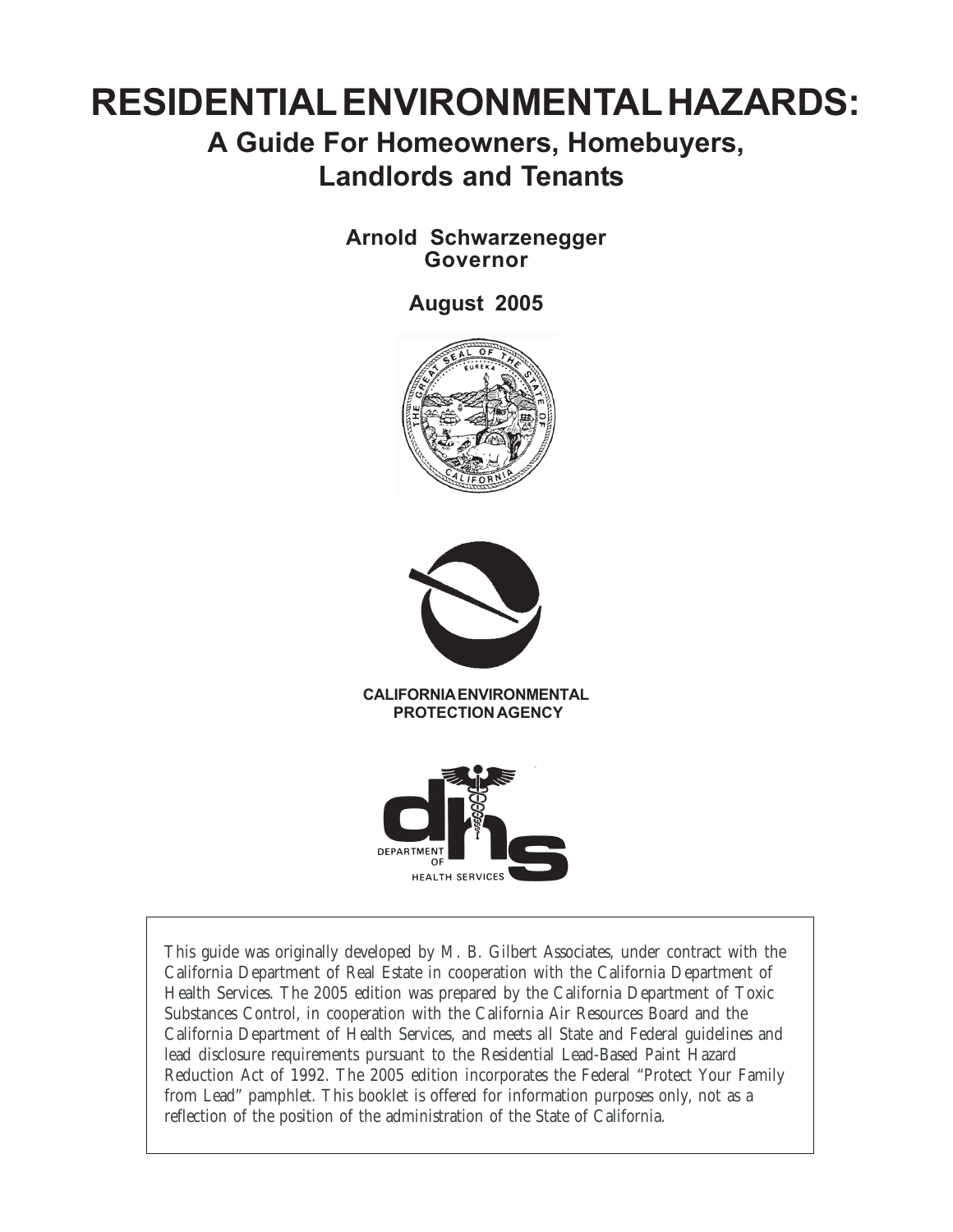# RESIDENTIAL ENVIRONMENTAL HAZARDS:

## A Guide For Homeowners, Homebuyers, Landlords and Tenants

**Arnold Schwarzenegger**
**Governor**

**August 2005**

**CALIFORNIA ENVIRONMENTAL PROTECTION AGENCY**

DEPARTMENT OF HEALTH SERVICES

This guide was originally developed by M. B. Gilbert Associates, under contract with the California Department of Real Estate in cooperation with the California Department of Health Services. The 2005 edition was prepared by the California Department of Toxic Substances Control, in cooperation with the California Air Resources Board and the California Department of Health Services, and meets all State and Federal guidelines and lead disclosure requirements pursuant to the Residential Lead-Based Paint Hazard Reduction Act of 1992. The 2005 edition incorporates the Federal "Protect Your Family from Lead" pamphlet. This booklet is offered for information purposes only, not as a reflection of the position of the administration of the State of California.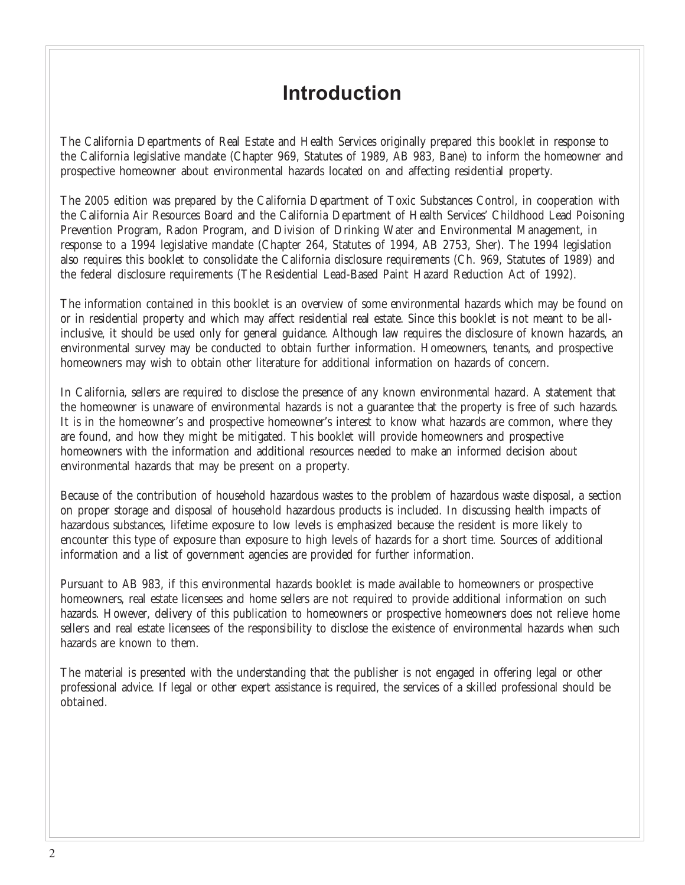# Introduction

The California Departments of Real Estate and Health Services originally prepared this booklet in response to the California legislative mandate (Chapter 969, Statutes of 1989, AB 983, Bane) to inform the homeowner and prospective homeowner about environmental hazards located on and affecting residential property.

The 2005 edition was prepared by the California Department of Toxic Substances Control, in cooperation with the California Air Resources Board and the California Department of Health Services' Childhood Lead Poisoning Prevention Program, Radon Program, and Division of Drinking Water and Environmental Management, in response to a 1994 legislative mandate (Chapter 264, Statutes of 1994, AB 2753, Sher). The 1994 legislation also requires this booklet to consolidate the California disclosure requirements (Ch. 969, Statutes of 1989) and the federal disclosure requirements (The Residential Lead-Based Paint Hazard Reduction Act of 1992).

The information contained in this booklet is an overview of some environmental hazards which may be found on or in residential property and which may affect residential real estate. Since this booklet is not meant to be all-inclusive, it should be used only for general guidance. Although law requires the disclosure of known hazards, an environmental survey may be conducted to obtain further information. Homeowners, tenants, and prospective homeowners may wish to obtain other literature for additional information on hazards of concern.

In California, sellers are required to disclose the presence of any known environmental hazard. A statement that the homeowner is unaware of environmental hazards is not a guarantee that the property is free of such hazards. It is in the homeowner's and prospective homeowner's interest to know what hazards are common, where they are found, and how they might be mitigated. This booklet will provide homeowners and prospective homeowners with the information and additional resources needed to make an informed decision about environmental hazards that may be present on a property.

Because of the contribution of household hazardous wastes to the problem of hazardous waste disposal, a section on proper storage and disposal of household hazardous products is included. In discussing health impacts of hazardous substances, lifetime exposure to low levels is emphasized because the resident is more likely to encounter this type of exposure than exposure to high levels of hazards for a short time. Sources of additional information and a list of government agencies are provided for further information.

Pursuant to AB 983, if this environmental hazards booklet is made available to homeowners or prospective homeowners, real estate licensees and home sellers are not required to provide additional information on such hazards. However, delivery of this publication to homeowners or prospective homeowners does not relieve home sellers and real estate licensees of the responsibility to disclose the existence of environmental hazards when such hazards are known to them.

The material is presented with the understanding that the publisher is not engaged in offering legal or other professional advice. If legal or other expert assistance is required, the services of a skilled professional should be obtained.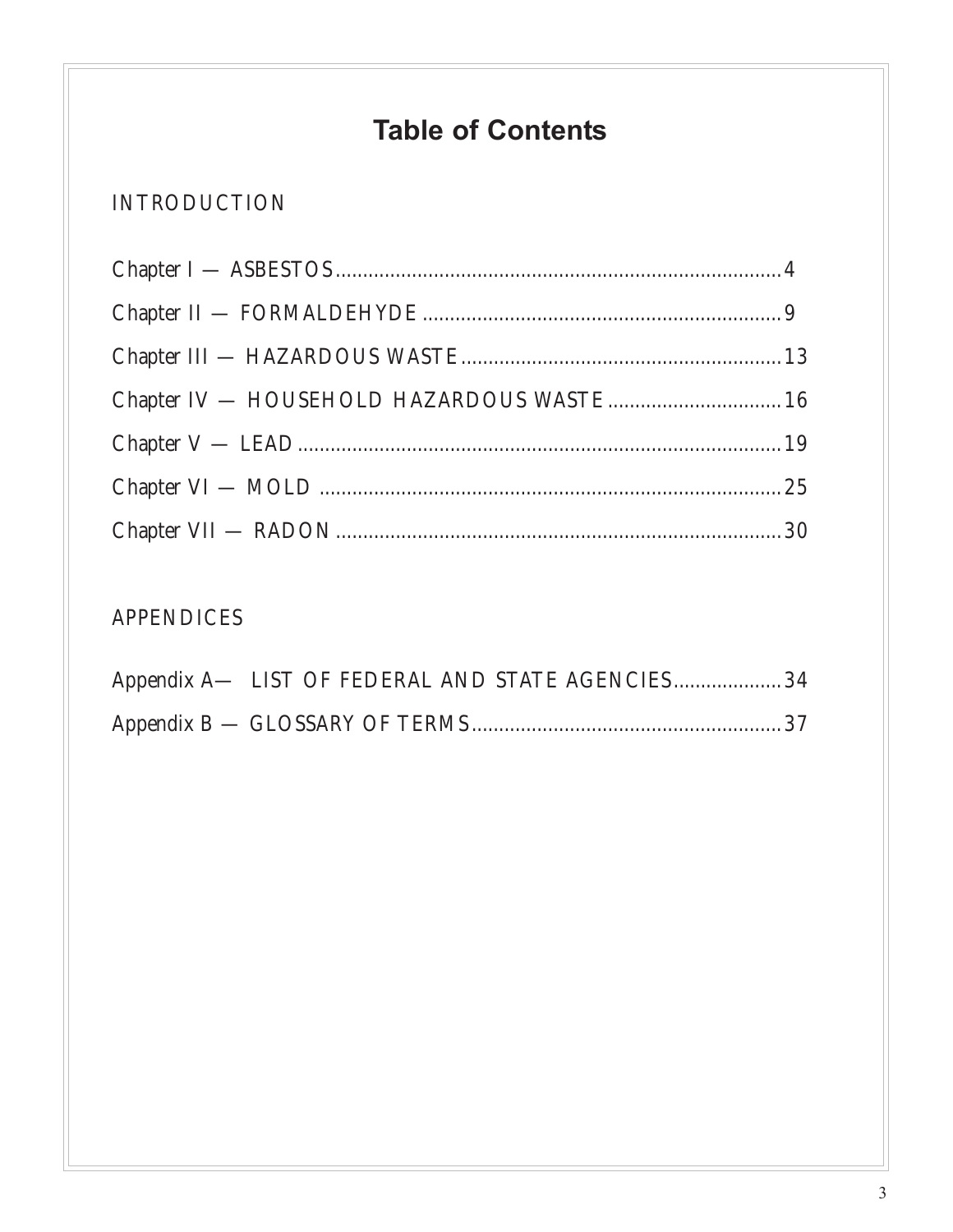# Table of Contents

INTRODUCTION

Chapter I — ASBESTOS....................4

Chapter II — FORMALDEHYDE....................9

Chapter III — HAZARDOUS WASTE....................13

Chapter IV — HOUSEHOLD HAZARDOUS WASTE....................16

Chapter V — LEAD....................19

Chapter VI — MOLD....................25

Chapter VII — RADON....................30

APPENDICES

Appendix A— LIST OF FEDERAL AND STATE AGENCIES....................34

Appendix B — GLOSSARY OF TERMS....................37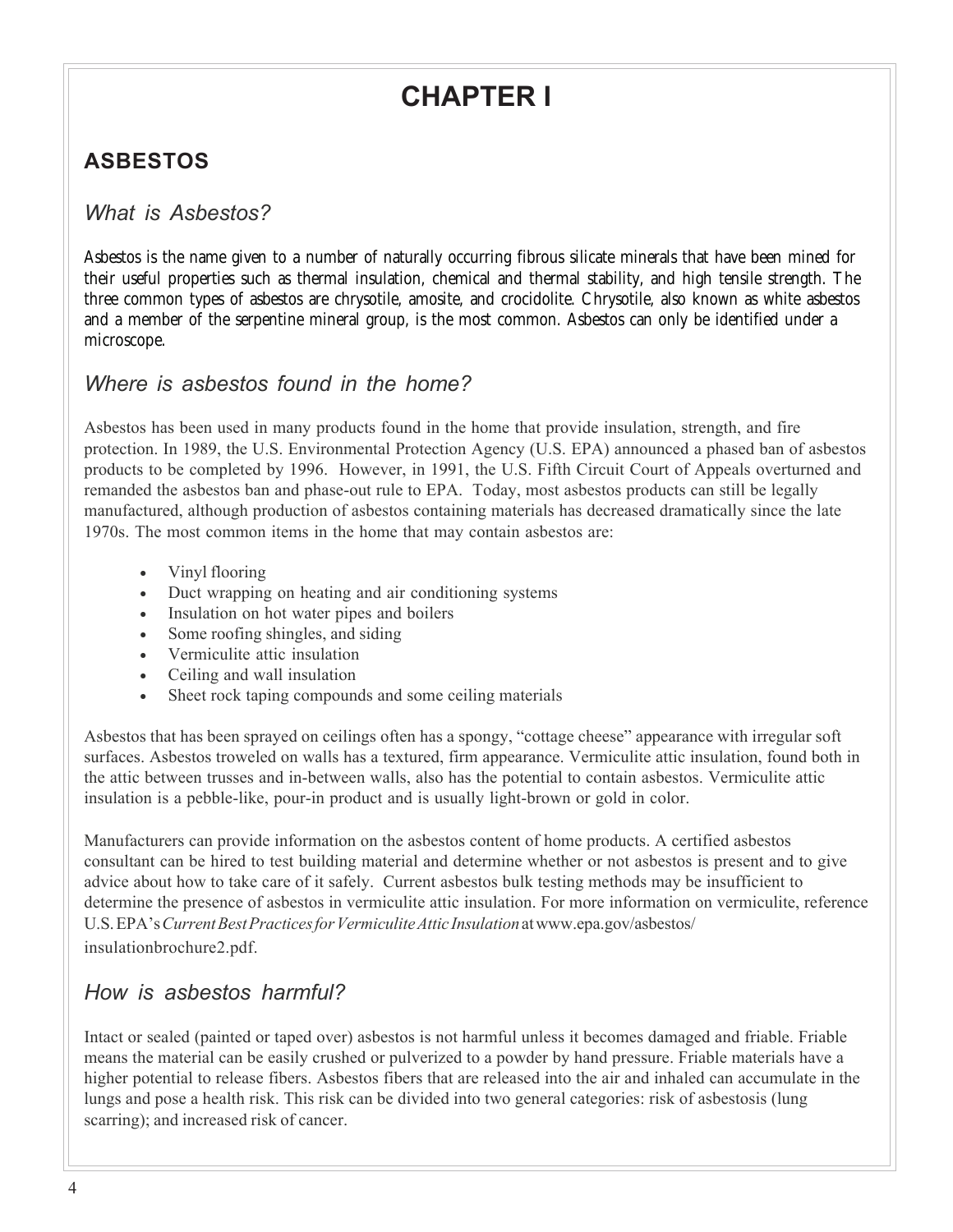# CHAPTER I

## ASBESTOS

### *What is Asbestos?*

Asbestos is the name given to a number of naturally occurring fibrous silicate minerals that have been mined for their useful properties such as thermal insulation, chemical and thermal stability, and high tensile strength. The three common types of asbestos are chrysotile, amosite, and crocidolite. Chrysotile, also known as white asbestos and a member of the serpentine mineral group, is the most common. Asbestos can only be identified under a microscope.

### *Where is asbestos found in the home?*

Asbestos has been used in many products found in the home that provide insulation, strength, and fire protection. In 1989, the U.S. Environmental Protection Agency (U.S. EPA) announced a phased ban of asbestos products to be completed by 1996. However, in 1991, the U.S. Fifth Circuit Court of Appeals overturned and remanded the asbestos ban and phase-out rule to EPA. Today, most asbestos products can still be legally manufactured, although production of asbestos containing materials has decreased dramatically since the late 1970s. The most common items in the home that may contain asbestos are:

- Vinyl flooring
- Duct wrapping on heating and air conditioning systems
- Insulation on hot water pipes and boilers
- Some roofing shingles, and siding
- Vermiculite attic insulation
- Ceiling and wall insulation
- Sheet rock taping compounds and some ceiling materials

Asbestos that has been sprayed on ceilings often has a spongy, "cottage cheese" appearance with irregular soft surfaces. Asbestos troweled on walls has a textured, firm appearance. Vermiculite attic insulation, found both in the attic between trusses and in-between walls, also has the potential to contain asbestos. Vermiculite attic insulation is a pebble-like, pour-in product and is usually light-brown or gold in color.

Manufacturers can provide information on the asbestos content of home products. A certified asbestos consultant can be hired to test building material and determine whether or not asbestos is present and to give advice about how to take care of it safely. Current asbestos bulk testing methods may be insufficient to determine the presence of asbestos in vermiculite attic insulation. For more information on vermiculite, reference U.S. EPA's *Current Best Practices for Vermiculite Attic Insulation* at www.epa.gov/asbestos/insulationbrochure2.pdf.

### *How is asbestos harmful?*

Intact or sealed (painted or taped over) asbestos is not harmful unless it becomes damaged and friable. Friable means the material can be easily crushed or pulverized to a powder by hand pressure. Friable materials have a higher potential to release fibers. Asbestos fibers that are released into the air and inhaled can accumulate in the lungs and pose a health risk. This risk can be divided into two general categories: risk of asbestosis (lung scarring); and increased risk of cancer.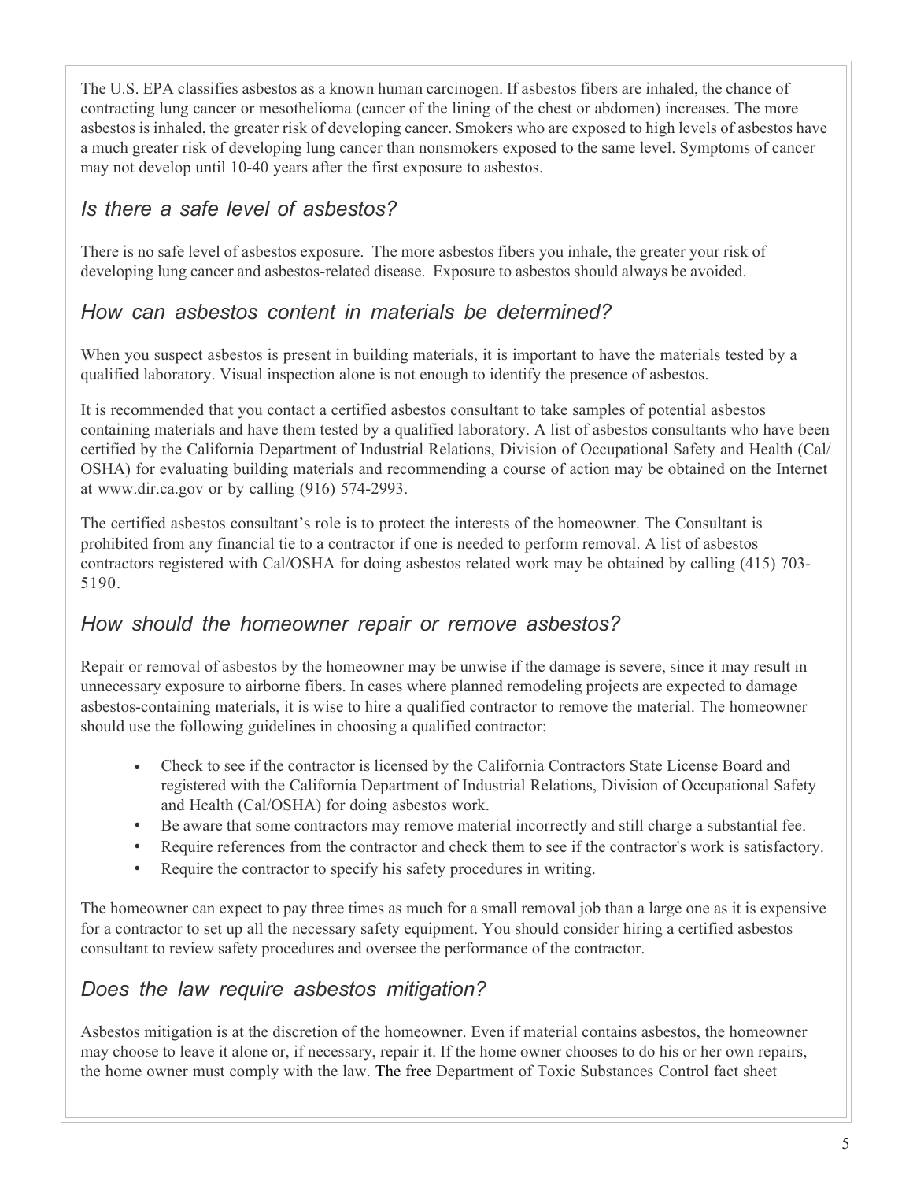The U.S. EPA classifies asbestos as a known human carcinogen. If asbestos fibers are inhaled, the chance of contracting lung cancer or mesothelioma (cancer of the lining of the chest or abdomen) increases. The more asbestos is inhaled, the greater risk of developing cancer. Smokers who are exposed to high levels of asbestos have a much greater risk of developing lung cancer than nonsmokers exposed to the same level. Symptoms of cancer may not develop until 10-40 years after the first exposure to asbestos.

## *Is there a safe level of asbestos?*

There is no safe level of asbestos exposure. The more asbestos fibers you inhale, the greater your risk of developing lung cancer and asbestos-related disease. Exposure to asbestos should always be avoided.

## *How can asbestos content in materials be determined?*

When you suspect asbestos is present in building materials, it is important to have the materials tested by a qualified laboratory. Visual inspection alone is not enough to identify the presence of asbestos.

It is recommended that you contact a certified asbestos consultant to take samples of potential asbestos containing materials and have them tested by a qualified laboratory. A list of asbestos consultants who have been certified by the California Department of Industrial Relations, Division of Occupational Safety and Health (Cal/OSHA) for evaluating building materials and recommending a course of action may be obtained on the Internet at www.dir.ca.gov or by calling (916) 574-2993.

The certified asbestos consultant's role is to protect the interests of the homeowner. The Consultant is prohibited from any financial tie to a contractor if one is needed to perform removal. A list of asbestos contractors registered with Cal/OSHA for doing asbestos related work may be obtained by calling (415) 703-5190.

## *How should the homeowner repair or remove asbestos?*

Repair or removal of asbestos by the homeowner may be unwise if the damage is severe, since it may result in unnecessary exposure to airborne fibers. In cases where planned remodeling projects are expected to damage asbestos-containing materials, it is wise to hire a qualified contractor to remove the material. The homeowner should use the following guidelines in choosing a qualified contractor:

- Check to see if the contractor is licensed by the California Contractors State License Board and registered with the California Department of Industrial Relations, Division of Occupational Safety and Health (Cal/OSHA) for doing asbestos work.
- Be aware that some contractors may remove material incorrectly and still charge a substantial fee.
- Require references from the contractor and check them to see if the contractor's work is satisfactory.
- Require the contractor to specify his safety procedures in writing.

The homeowner can expect to pay three times as much for a small removal job than a large one as it is expensive for a contractor to set up all the necessary safety equipment. You should consider hiring a certified asbestos consultant to review safety procedures and oversee the performance of the contractor.

## *Does the law require asbestos mitigation?*

Asbestos mitigation is at the discretion of the homeowner. Even if material contains asbestos, the homeowner may choose to leave it alone or, if necessary, repair it. If the home owner chooses to do his or her own repairs, the home owner must comply with the law. The free Department of Toxic Substances Control fact sheet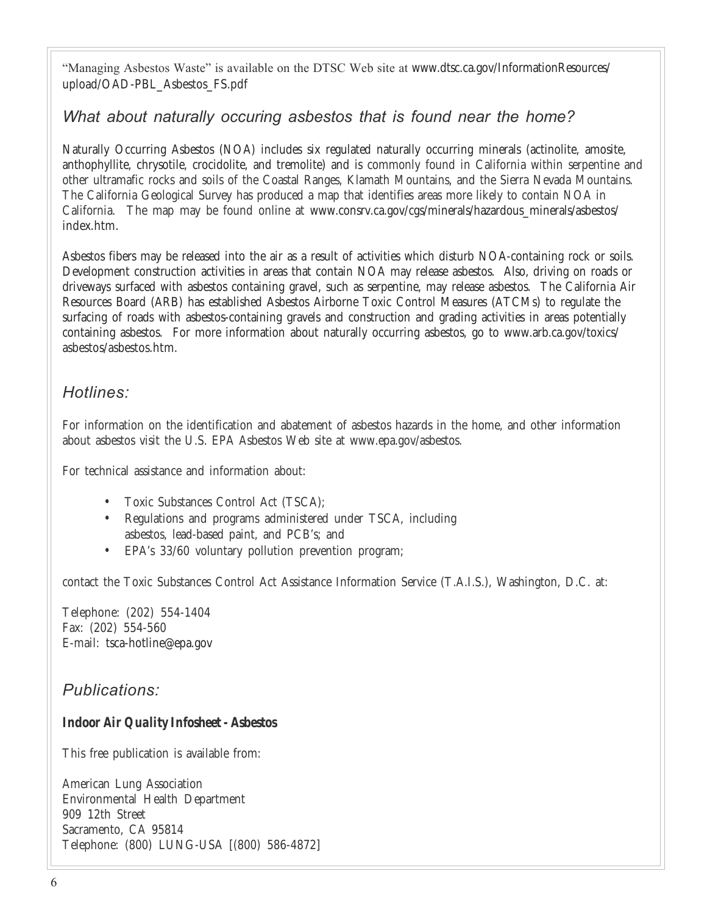"Managing Asbestos Waste" is available on the DTSC Web site at www.dtsc.ca.gov/InformationResources/upload/OAD-PBL_Asbestos_FS.pdf

## *What about naturally occuring asbestos that is found near the home?*

Naturally Occurring Asbestos (NOA) includes six regulated naturally occurring minerals (actinolite, amosite, anthophyllite, chrysotile, crocidolite, and tremolite) and is commonly found in California within serpentine and other ultramafic rocks and soils of the Coastal Ranges, Klamath Mountains, and the Sierra Nevada Mountains. The California Geological Survey has produced a map that identifies areas more likely to contain NOA in California. The map may be found online at www.consrv.ca.gov/cgs/minerals/hazardous_minerals/asbestos/index.htm.

Asbestos fibers may be released into the air as a result of activities which disturb NOA-containing rock or soils. Development construction activities in areas that contain NOA may release asbestos. Also, driving on roads or driveways surfaced with asbestos containing gravel, such as serpentine, may release asbestos. The California Air Resources Board (ARB) has established Asbestos Airborne Toxic Control Measures (ATCMs) to regulate the surfacing of roads with asbestos-containing gravels and construction and grading activities in areas potentially containing asbestos. For more information about naturally occurring asbestos, go to www.arb.ca.gov/toxics/asbestos/asbestos.htm.

## *Hotlines:*

For information on the identification and abatement of asbestos hazards in the home, and other information about asbestos visit the U.S. EPA Asbestos Web site at www.epa.gov/asbestos.

For technical assistance and information about:

- Toxic Substances Control Act (TSCA);
- Regulations and programs administered under TSCA, including asbestos, lead-based paint, and PCB's; and
- EPA's 33/60 voluntary pollution prevention program;

contact the Toxic Substances Control Act Assistance Information Service (T.A.I.S.), Washington, D.C. at:

Telephone: (202) 554-1404
Fax: (202) 554-560
E-mail: tsca-hotline@epa.gov

## *Publications:*

***Indoor Air Quality Infosheet - Asbestos***

This free publication is available from:

American Lung Association
Environmental Health Department
909 12th Street
Sacramento, CA 95814
Telephone: (800) LUNG-USA [(800) 586-4872]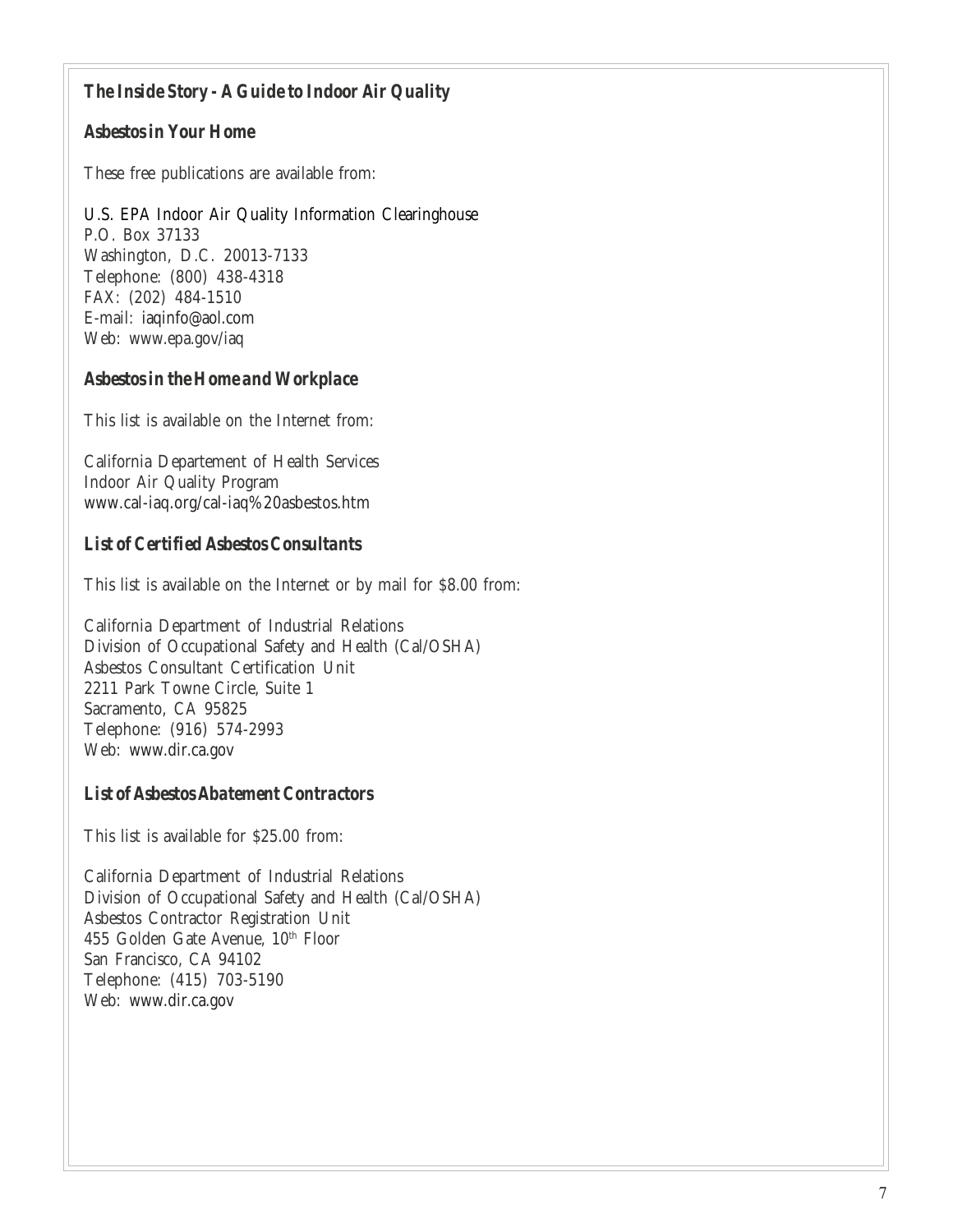***The Inside Story - A Guide to Indoor Air Quality***

***Asbestos in Your Home***

These free publications are available from:

U.S. EPA Indoor Air Quality Information Clearinghouse
P.O. Box 37133
Washington, D.C. 20013-7133
Telephone: (800) 438-4318
FAX: (202) 484-1510
E-mail: iaqinfo@aol.com
Web: www.epa.gov/iaq

***Asbestos in the Home and Workplace***

This list is available on the Internet from:

California Departement of Health Services
Indoor Air Quality Program
www.cal-iaq.org/cal-iaq%20asbestos.htm

***List of Certified Asbestos Consultants***

This list is available on the Internet or by mail for $8.00 from:

California Department of Industrial Relations
Division of Occupational Safety and Health (Cal/OSHA)
Asbestos Consultant Certification Unit
2211 Park Towne Circle, Suite 1
Sacramento, CA 95825
Telephone: (916) 574-2993
Web: www.dir.ca.gov

***List of Asbestos Abatement Contractors***

This list is available for $25.00 from:

California Department of Industrial Relations
Division of Occupational Safety and Health (Cal/OSHA)
Asbestos Contractor Registration Unit
455 Golden Gate Avenue, 10th Floor
San Francisco, CA 94102
Telephone: (415) 703-5190
Web: www.dir.ca.gov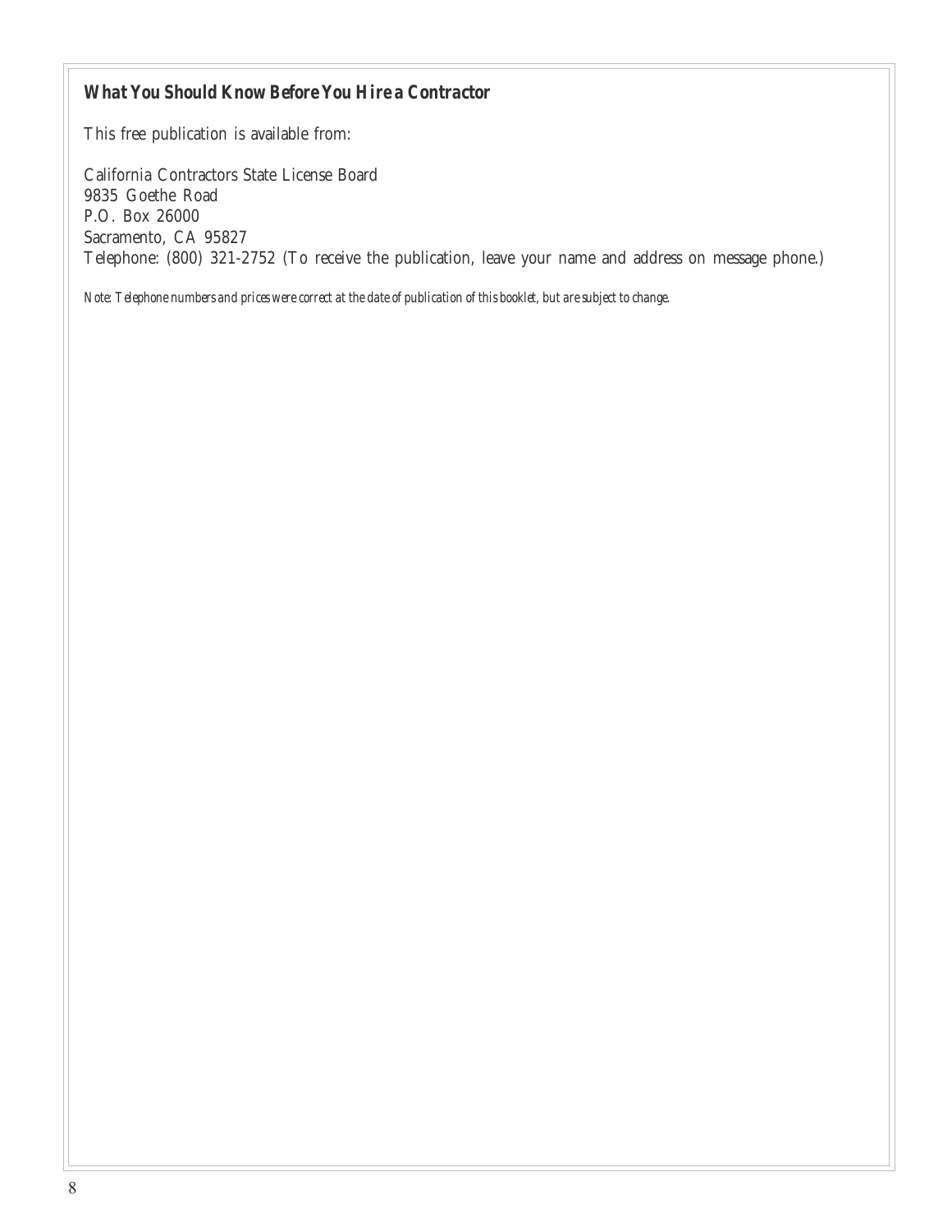***What You Should Know Before You Hire a Contractor***

This free publication is available from:

California Contractors State License Board
9835 Goethe Road
P.O. Box 26000
Sacramento, CA 95827
Telephone: (800) 321-2752 (To receive the publication, leave your name and address on message phone.)

*Note: Telephone numbers and prices were correct at the date of publication of this booklet, but are subject to change.*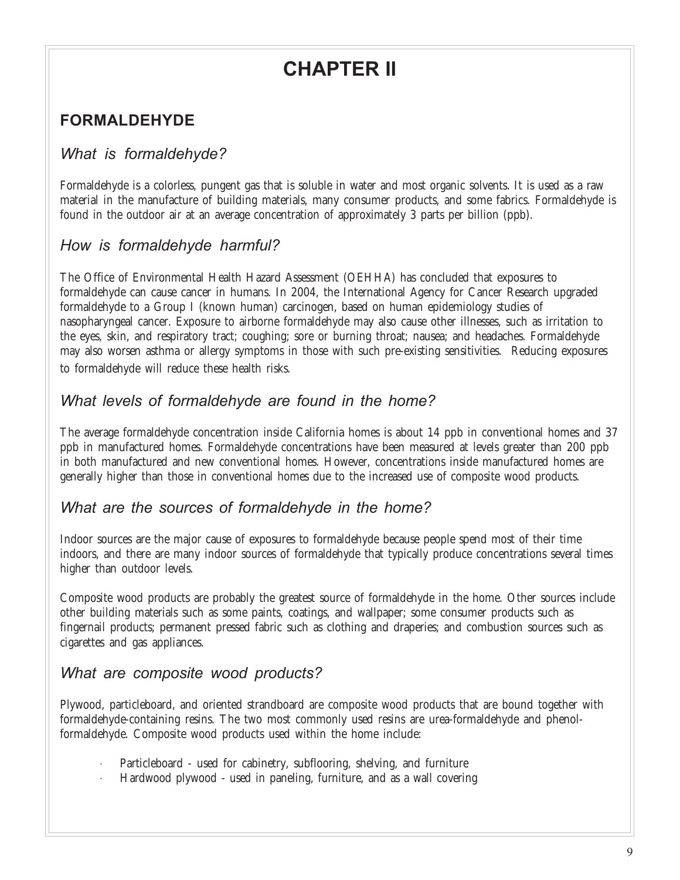# CHAPTER II

## FORMALDEHYDE

### *What is formaldehyde?*

Formaldehyde is a colorless, pungent gas that is soluble in water and most organic solvents. It is used as a raw material in the manufacture of building materials, many consumer products, and some fabrics. Formaldehyde is found in the outdoor air at an average concentration of approximately 3 parts per billion (ppb).

### *How is formaldehyde harmful?*

The Office of Environmental Health Hazard Assessment (OEHHA) has concluded that exposures to formaldehyde can cause cancer in humans. In 2004, the International Agency for Cancer Research upgraded formaldehyde to a Group I (known human) carcinogen, based on human epidemiology studies of nasopharyngeal cancer. Exposure to airborne formaldehyde may also cause other illnesses, such as irritation to the eyes, skin, and respiratory tract; coughing; sore or burning throat; nausea; and headaches. Formaldehyde may also worsen asthma or allergy symptoms in those with such pre-existing sensitivities. Reducing exposures to formaldehyde will reduce these health risks.

### *What levels of formaldehyde are found in the home?*

The average formaldehyde concentration inside California homes is about 14 ppb in conventional homes and 37 ppb in manufactured homes. Formaldehyde concentrations have been measured at levels greater than 200 ppb in both manufactured and new conventional homes. However, concentrations inside manufactured homes are generally higher than those in conventional homes due to the increased use of composite wood products.

### *What are the sources of formaldehyde in the home?*

Indoor sources are the major cause of exposures to formaldehyde because people spend most of their time indoors, and there are many indoor sources of formaldehyde that typically produce concentrations several times higher than outdoor levels.

Composite wood products are probably the greatest source of formaldehyde in the home. Other sources include other building materials such as some paints, coatings, and wallpaper; some consumer products such as fingernail products; permanent pressed fabric such as clothing and draperies; and combustion sources such as cigarettes and gas appliances.

### *What are composite wood products?*

Plywood, particleboard, and oriented strandboard are composite wood products that are bound together with formaldehyde-containing resins. The two most commonly used resins are urea-formaldehyde and phenol-formaldehyde. Composite wood products used within the home include:

- Particleboard - used for cabinetry, subflooring, shelving, and furniture
- Hardwood plywood - used in paneling, furniture, and as a wall covering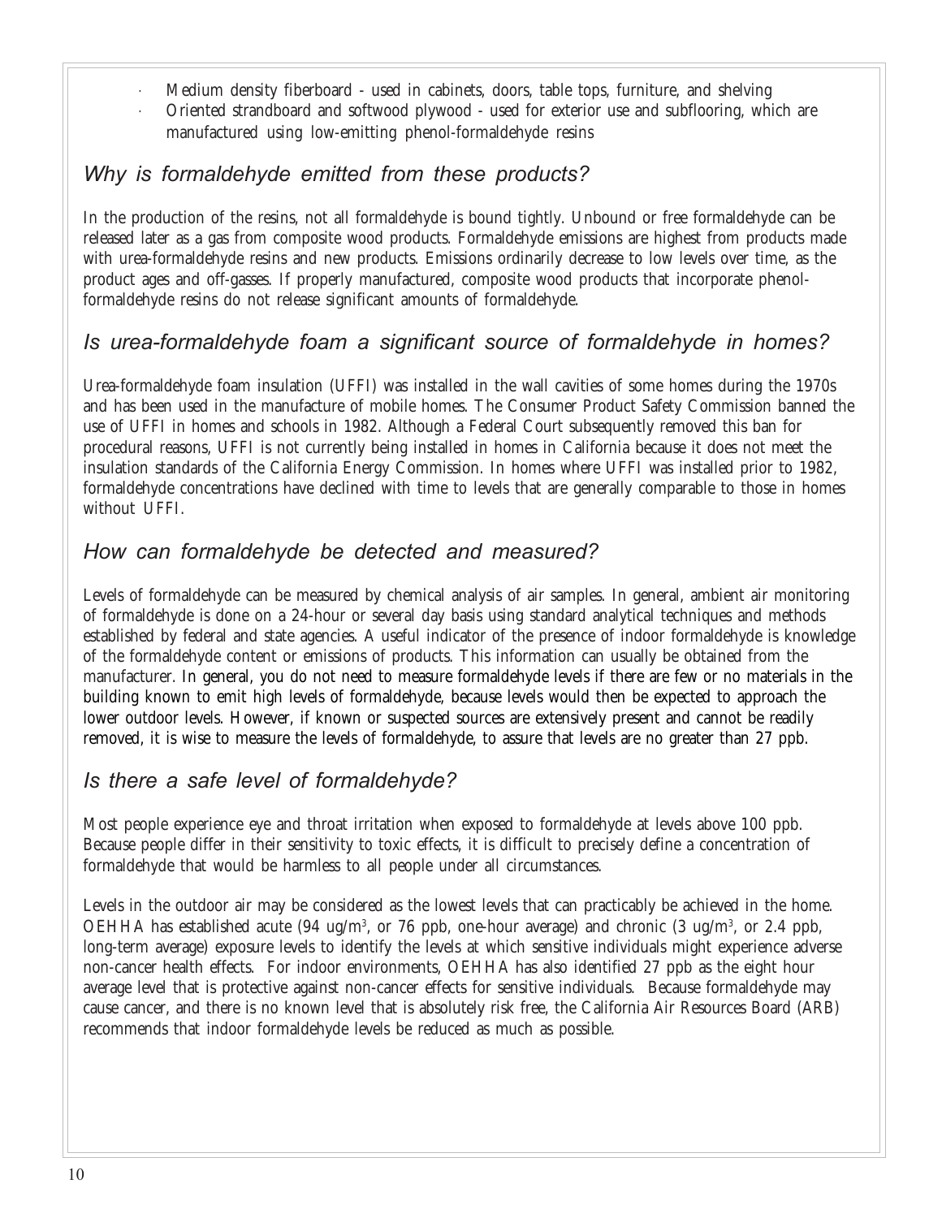- Medium density fiberboard - used in cabinets, doors, table tops, furniture, and shelving
- Oriented strandboard and softwood plywood - used for exterior use and subflooring, which are manufactured using low-emitting phenol-formaldehyde resins

## *Why is formaldehyde emitted from these products?*

In the production of the resins, not all formaldehyde is bound tightly. Unbound or free formaldehyde can be released later as a gas from composite wood products. Formaldehyde emissions are highest from products made with urea-formaldehyde resins and new products. Emissions ordinarily decrease to low levels over time, as the product ages and off-gasses. If properly manufactured, composite wood products that incorporate phenol-formaldehyde resins do not release significant amounts of formaldehyde.

## *Is urea-formaldehyde foam a significant source of formaldehyde in homes?*

Urea-formaldehyde foam insulation (UFFI) was installed in the wall cavities of some homes during the 1970s and has been used in the manufacture of mobile homes. The Consumer Product Safety Commission banned the use of UFFI in homes and schools in 1982. Although a Federal Court subsequently removed this ban for procedural reasons, UFFI is not currently being installed in homes in California because it does not meet the insulation standards of the California Energy Commission. In homes where UFFI was installed prior to 1982, formaldehyde concentrations have declined with time to levels that are generally comparable to those in homes without UFFI.

## *How can formaldehyde be detected and measured?*

Levels of formaldehyde can be measured by chemical analysis of air samples. In general, ambient air monitoring of formaldehyde is done on a 24-hour or several day basis using standard analytical techniques and methods established by federal and state agencies. A useful indicator of the presence of indoor formaldehyde is knowledge of the formaldehyde content or emissions of products. This information can usually be obtained from the manufacturer. In general, you do not need to measure formaldehyde levels if there are few or no materials in the building known to emit high levels of formaldehyde, because levels would then be expected to approach the lower outdoor levels. However, if known or suspected sources are extensively present and cannot be readily removed, it is wise to measure the levels of formaldehyde, to assure that levels are no greater than 27 ppb.

## *Is there a safe level of formaldehyde?*

Most people experience eye and throat irritation when exposed to formaldehyde at levels above 100 ppb. Because people differ in their sensitivity to toxic effects, it is difficult to precisely define a concentration of formaldehyde that would be harmless to all people under all circumstances.

Levels in the outdoor air may be considered as the lowest levels that can practicably be achieved in the home. OEHHA has established acute (94 $ug/m^3$, or 76 ppb, one-hour average) and chronic (3 $ug/m^3$, or 2.4 ppb, long-term average) exposure levels to identify the levels at which sensitive individuals might experience adverse non-cancer health effects. For indoor environments, OEHHA has also identified 27 ppb as the eight hour average level that is protective against non-cancer effects for sensitive individuals. Because formaldehyde may cause cancer, and there is no known level that is absolutely risk free, the California Air Resources Board (ARB) recommends that indoor formaldehyde levels be reduced as much as possible.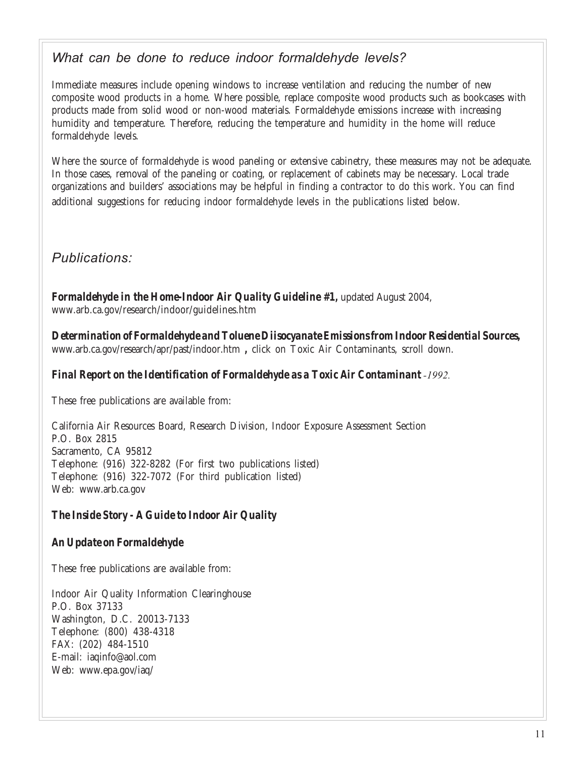## *What can be done to reduce indoor formaldehyde levels?*

Immediate measures include opening windows to increase ventilation and reducing the number of new composite wood products in a home. Where possible, replace composite wood products such as bookcases with products made from solid wood or non-wood materials. Formaldehyde emissions increase with increasing humidity and temperature. Therefore, reducing the temperature and humidity in the home will reduce formaldehyde levels.

Where the source of formaldehyde is wood paneling or extensive cabinetry, these measures may not be adequate. In those cases, removal of the paneling or coating, or replacement of cabinets may be necessary. Local trade organizations and builders' associations may be helpful in finding a contractor to do this work. You can find additional suggestions for reducing indoor formaldehyde levels in the publications listed below.

## *Publications:*

***Formaldehyde in the Home-Indoor Air Quality Guideline #1,*** updated August 2004, www.arb.ca.gov/research/indoor/guidelines.htm

***Determination of Formaldehyde and Toluene Diisocyanate Emissions from Indoor Residential Sources,*** www.arb.ca.gov/research/apr/past/indoor.htm **,** click on Toxic Air Contaminants, scroll down.

***Final Report on the Identification of Formaldehyde as a Toxic Air Contaminant*** *-1992.*

These free publications are available from:

California Air Resources Board, Research Division, Indoor Exposure Assessment Section
P.O. Box 2815
Sacramento, CA 95812
Telephone: (916) 322-8282 (For first two publications listed)
Telephone: (916) 322-7072 (For third publication listed)
Web: www.arb.ca.gov

***The Inside Story - A Guide to Indoor Air Quality***

***An Update on Formaldehyde***

These free publications are available from:

Indoor Air Quality Information Clearinghouse
P.O. Box 37133
Washington, D.C. 20013-7133
Telephone: (800) 438-4318
FAX: (202) 484-1510
E-mail: iaqinfo@aol.com
Web: www.epa.gov/iaq/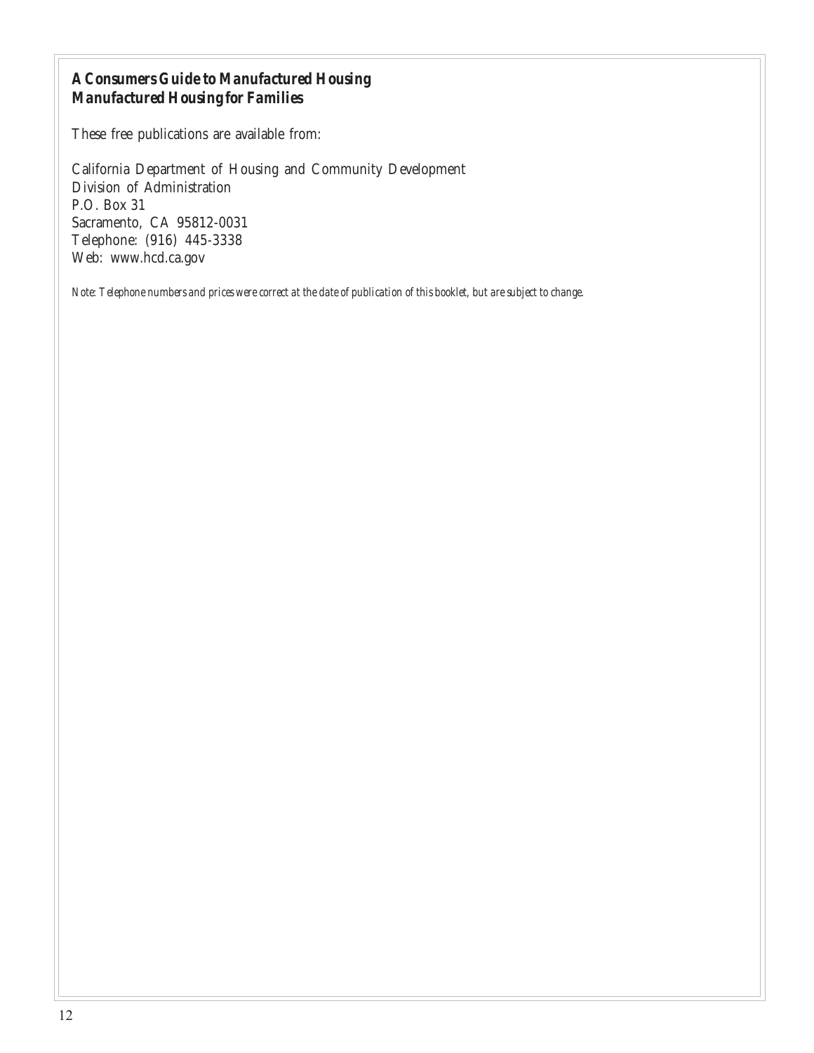***A Consumers Guide to Manufactured Housing***
***Manufactured Housing for Families***

These free publications are available from:

California Department of Housing and Community Development
Division of Administration
P.O. Box 31
Sacramento, CA 95812-0031
Telephone: (916) 445-3338
Web: www.hcd.ca.gov

*Note: Telephone numbers and prices were correct at the date of publication of this booklet, but are subject to change.*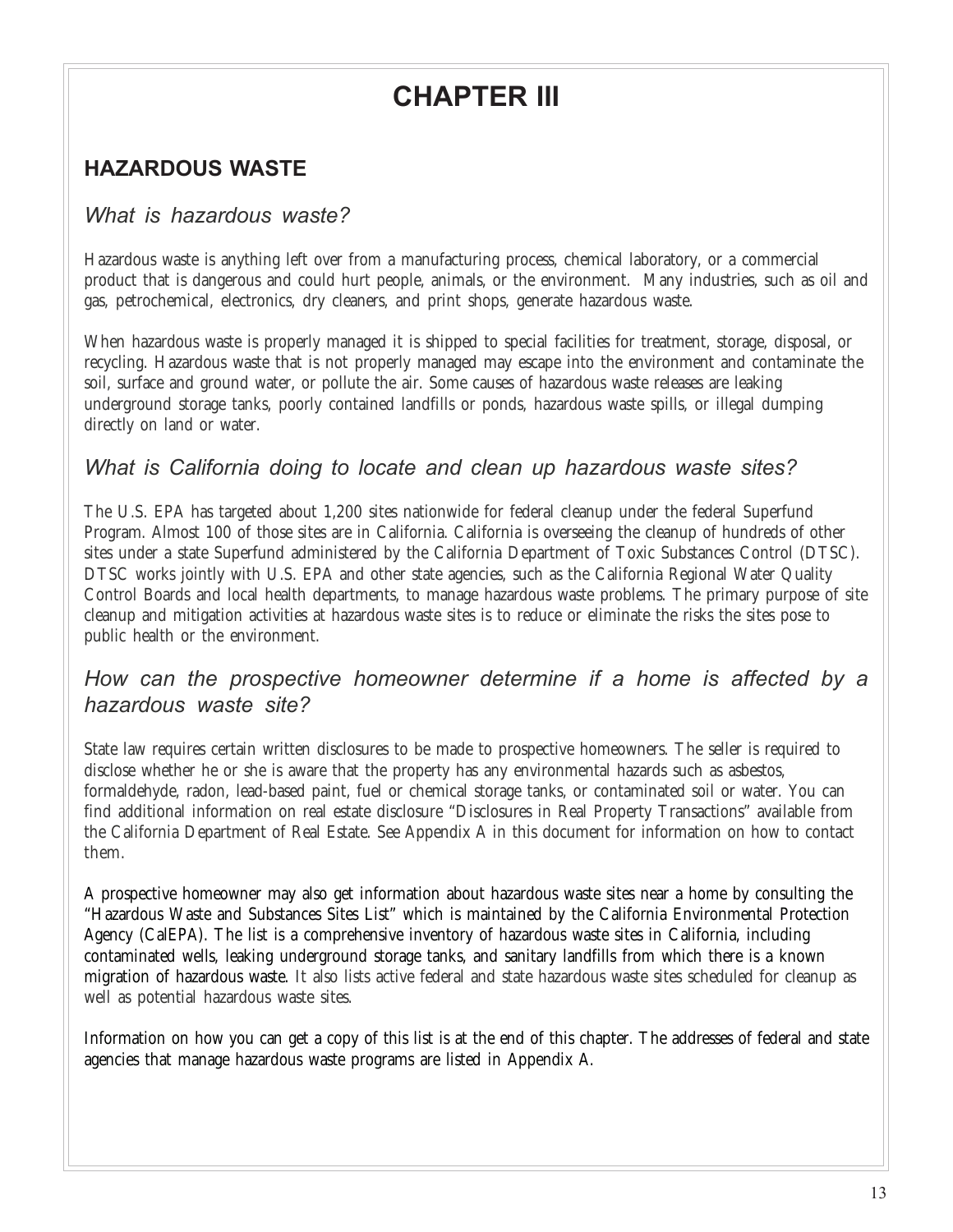# CHAPTER III

## HAZARDOUS WASTE

### *What is hazardous waste?*

Hazardous waste is anything left over from a manufacturing process, chemical laboratory, or a commercial product that is dangerous and could hurt people, animals, or the environment. Many industries, such as oil and gas, petrochemical, electronics, dry cleaners, and print shops, generate hazardous waste.

When hazardous waste is properly managed it is shipped to special facilities for treatment, storage, disposal, or recycling. Hazardous waste that is not properly managed may escape into the environment and contaminate the soil, surface and ground water, or pollute the air. Some causes of hazardous waste releases are leaking underground storage tanks, poorly contained landfills or ponds, hazardous waste spills, or illegal dumping directly on land or water.

### *What is California doing to locate and clean up hazardous waste sites?*

The U.S. EPA has targeted about 1,200 sites nationwide for federal cleanup under the federal Superfund Program. Almost 100 of those sites are in California. California is overseeing the cleanup of hundreds of other sites under a state Superfund administered by the California Department of Toxic Substances Control (DTSC). DTSC works jointly with U.S. EPA and other state agencies, such as the California Regional Water Quality Control Boards and local health departments, to manage hazardous waste problems. The primary purpose of site cleanup and mitigation activities at hazardous waste sites is to reduce or eliminate the risks the sites pose to public health or the environment.

### *How can the prospective homeowner determine if a home is affected by a hazardous waste site?*

State law requires certain written disclosures to be made to prospective homeowners. The seller is required to disclose whether he or she is aware that the property has any environmental hazards such as asbestos, formaldehyde, radon, lead-based paint, fuel or chemical storage tanks, or contaminated soil or water. You can find additional information on real estate disclosure "Disclosures in Real Property Transactions" available from the California Department of Real Estate. See Appendix A in this document for information on how to contact them.

A prospective homeowner may also get information about hazardous waste sites near a home by consulting the "Hazardous Waste and Substances Sites List" which is maintained by the California Environmental Protection Agency (CalEPA). The list is a comprehensive inventory of hazardous waste sites in California, including contaminated wells, leaking underground storage tanks, and sanitary landfills from which there is a known migration of hazardous waste. It also lists active federal and state hazardous waste sites scheduled for cleanup as well as potential hazardous waste sites.

Information on how you can get a copy of this list is at the end of this chapter. The addresses of federal and state agencies that manage hazardous waste programs are listed in Appendix A.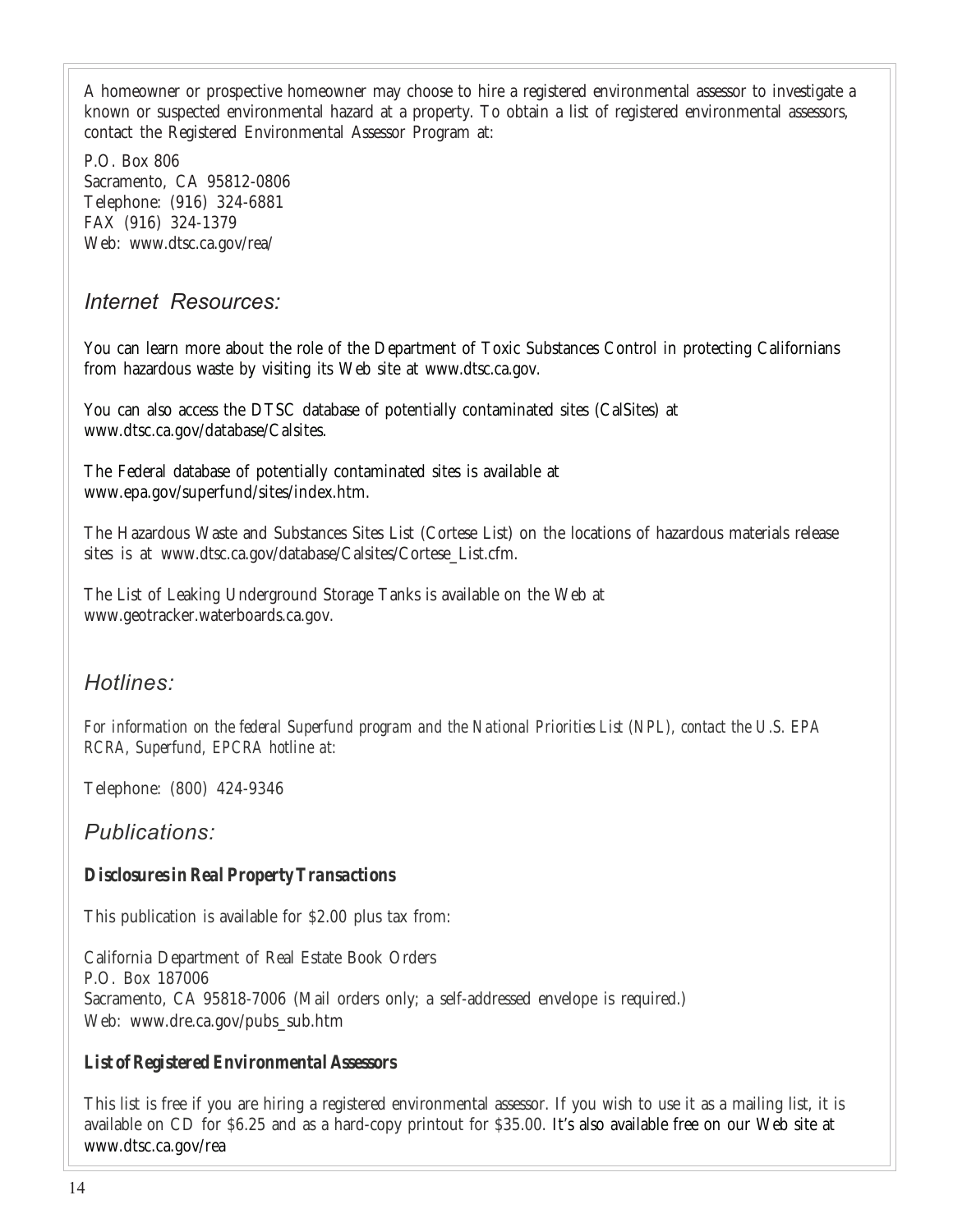A homeowner or prospective homeowner may choose to hire a registered environmental assessor to investigate a known or suspected environmental hazard at a property. To obtain a list of registered environmental assessors, contact the Registered Environmental Assessor Program at:

P.O. Box 806
Sacramento, CA 95812-0806
Telephone: (916) 324-6881
FAX (916) 324-1379
Web: www.dtsc.ca.gov/rea/

## *Internet Resources:*

You can learn more about the role of the Department of Toxic Substances Control in protecting Californians from hazardous waste by visiting its Web site at www.dtsc.ca.gov.

You can also access the DTSC database of potentially contaminated sites (CalSites) at www.dtsc.ca.gov/database/Calsites.

The Federal database of potentially contaminated sites is available at www.epa.gov/superfund/sites/index.htm.

The Hazardous Waste and Substances Sites List (Cortese List) on the locations of hazardous materials release sites is at www.dtsc.ca.gov/database/Calsites/Cortese_List.cfm.

The List of Leaking Underground Storage Tanks is available on the Web at www.geotracker.waterboards.ca.gov.

## *Hotlines:*

*For information on the federal Superfund program and the National Priorities List (NPL), contact the U.S. EPA RCRA, Superfund, EPCRA hotline at:*

Telephone: (800) 424-9346

## *Publications:*

### ***Disclosures in Real Property Transactions***

This publication is available for $2.00 plus tax from:

California Department of Real Estate Book Orders
P.O. Box 187006
Sacramento, CA 95818-7006 (Mail orders only; a self-addressed envelope is required.)
Web: www.dre.ca.gov/pubs_sub.htm

### ***List of Registered Environmental Assessors***

This list is free if you are hiring a registered environmental assessor. If you wish to use it as a mailing list, it is available on CD for $6.25 and as a hard-copy printout for $35.00. It's also available free on our Web site at www.dtsc.ca.gov/rea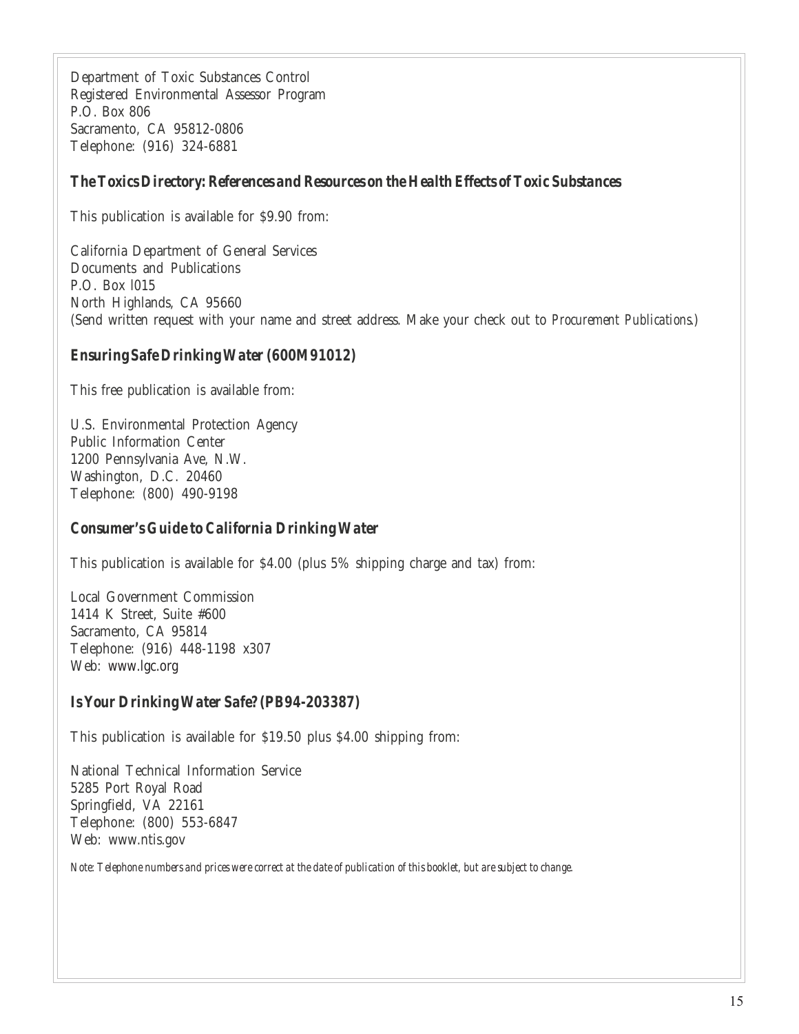Department of Toxic Substances Control
Registered Environmental Assessor Program
P.O. Box 806
Sacramento, CA 95812-0806
Telephone: (916) 324-6881

### *The Toxics Directory: References and Resources on the Health Effects of Toxic Substances*

This publication is available for $9.90 from:

California Department of General Services
Documents and Publications
P.O. Box l015
North Highlands, CA 95660
(Send written request with your name and street address. Make your check out to *Procurement Publications*.)

### *Ensuring Safe Drinking Water (600M91012)*

This free publication is available from:

U.S. Environmental Protection Agency
Public Information Center
1200 Pennsylvania Ave, N.W.
Washington, D.C. 20460
Telephone: (800) 490-9198

### *Consumer's Guide to California Drinking Water*

This publication is available for $4.00 (plus 5% shipping charge and tax) from:

Local Government Commission
1414 K Street, Suite #600
Sacramento, CA 95814
Telephone: (916) 448-1198 x307
Web: www.lgc.org

### *Is Your Drinking Water Safe? (PB94-203387)*

This publication is available for $19.50 plus $4.00 shipping from:

National Technical Information Service
5285 Port Royal Road
Springfield, VA 22161
Telephone: (800) 553-6847
Web: www.ntis.gov

*Note: Telephone numbers and prices were correct at the date of publication of this booklet, but are subject to change.*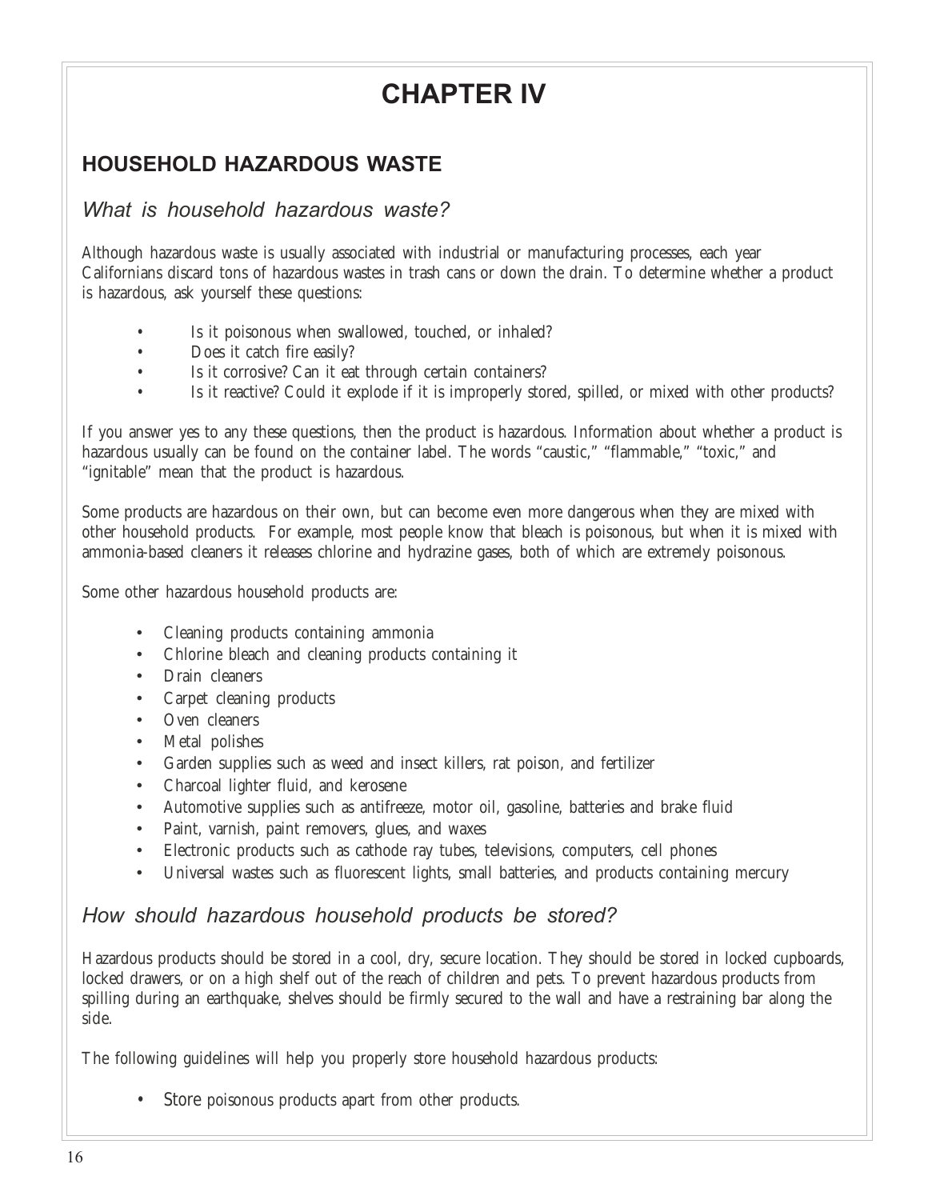# CHAPTER IV

## HOUSEHOLD HAZARDOUS WASTE

### *What is household hazardous waste?*

Although hazardous waste is usually associated with industrial or manufacturing processes, each year Californians discard tons of hazardous wastes in trash cans or down the drain. To determine whether a product is hazardous, ask yourself these questions:

- Is it poisonous when swallowed, touched, or inhaled?
- Does it catch fire easily?
- Is it corrosive? Can it eat through certain containers?
- Is it reactive? Could it explode if it is improperly stored, spilled, or mixed with other products?

If you answer yes to any these questions, then the product is hazardous. Information about whether a product is hazardous usually can be found on the container label. The words "caustic," "flammable," "toxic," and "ignitable" mean that the product is hazardous.

Some products are hazardous on their own, but can become even more dangerous when they are mixed with other household products. For example, most people know that bleach is poisonous, but when it is mixed with ammonia-based cleaners it releases chlorine and hydrazine gases, both of which are extremely poisonous.

Some other hazardous household products are:

- Cleaning products containing ammonia
- Chlorine bleach and cleaning products containing it
- Drain cleaners
- Carpet cleaning products
- Oven cleaners
- Metal polishes
- Garden supplies such as weed and insect killers, rat poison, and fertilizer
- Charcoal lighter fluid, and kerosene
- Automotive supplies such as antifreeze, motor oil, gasoline, batteries and brake fluid
- Paint, varnish, paint removers, glues, and waxes
- Electronic products such as cathode ray tubes, televisions, computers, cell phones
- Universal wastes such as fluorescent lights, small batteries, and products containing mercury

### *How should hazardous household products be stored?*

Hazardous products should be stored in a cool, dry, secure location. They should be stored in locked cupboards, locked drawers, or on a high shelf out of the reach of children and pets. To prevent hazardous products from spilling during an earthquake, shelves should be firmly secured to the wall and have a restraining bar along the side.

The following guidelines will help you properly store household hazardous products:

- Store poisonous products apart from other products.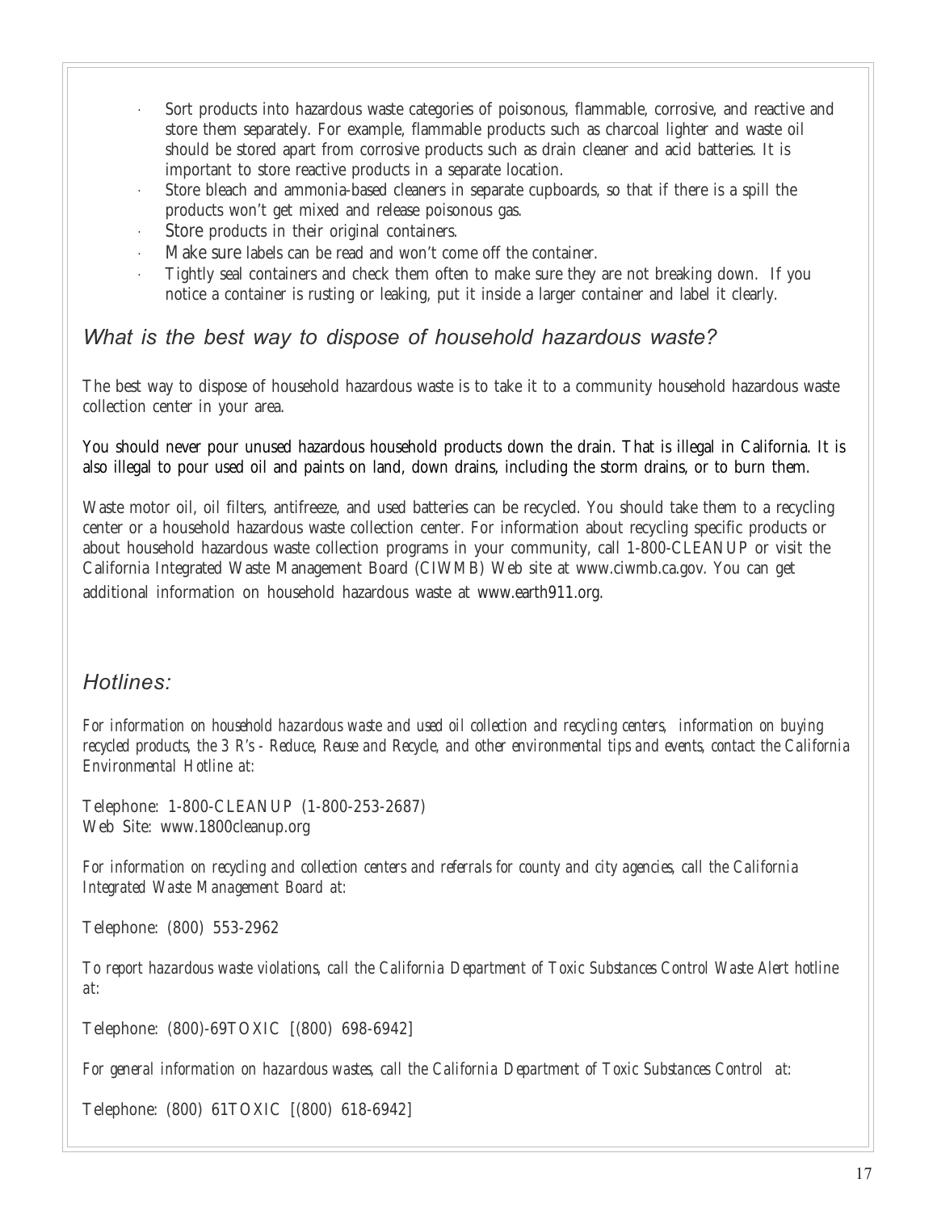- Sort products into hazardous waste categories of poisonous, flammable, corrosive, and reactive and store them separately. For example, flammable products such as charcoal lighter and waste oil should be stored apart from corrosive products such as drain cleaner and acid batteries. It is important to store reactive products in a separate location.
- Store bleach and ammonia-based cleaners in separate cupboards, so that if there is a spill the products won't get mixed and release poisonous gas.
- Store products in their original containers.
- Make sure labels can be read and won't come off the container.
- Tightly seal containers and check them often to make sure they are not breaking down. If you notice a container is rusting or leaking, put it inside a larger container and label it clearly.

## *What is the best way to dispose of household hazardous waste?*

The best way to dispose of household hazardous waste is to take it to a community household hazardous waste collection center in your area.

You should never pour unused hazardous household products down the drain. That is illegal in California. It is also illegal to pour used oil and paints on land, down drains, including the storm drains, or to burn them.

Waste motor oil, oil filters, antifreeze, and used batteries can be recycled. You should take them to a recycling center or a household hazardous waste collection center. For information about recycling specific products or about household hazardous waste collection programs in your community, call 1-800-CLEANUP or visit the California Integrated Waste Management Board (CIWMB) Web site at www.ciwmb.ca.gov. You can get additional information on household hazardous waste at www.earth911.org.

## *Hotlines:*

*For information on household hazardous waste and used oil collection and recycling centers, information on buying recycled products, the 3 R's - Reduce, Reuse and Recycle, and other environmental tips and events, contact the California Environmental Hotline at:*

Telephone: 1-800-CLEANUP (1-800-253-2687)
Web Site: www.1800cleanup.org

*For information on recycling and collection centers and referrals for county and city agencies, call the California Integrated Waste Management Board at:*

Telephone: (800) 553-2962

*To report hazardous waste violations, call the California Department of Toxic Substances Control Waste Alert hotline at:*

Telephone: (800)-69TOXIC [(800) 698-6942]

*For general information on hazardous wastes, call the California Department of Toxic Substances Control at:*

Telephone: (800) 61TOXIC [(800) 618-6942]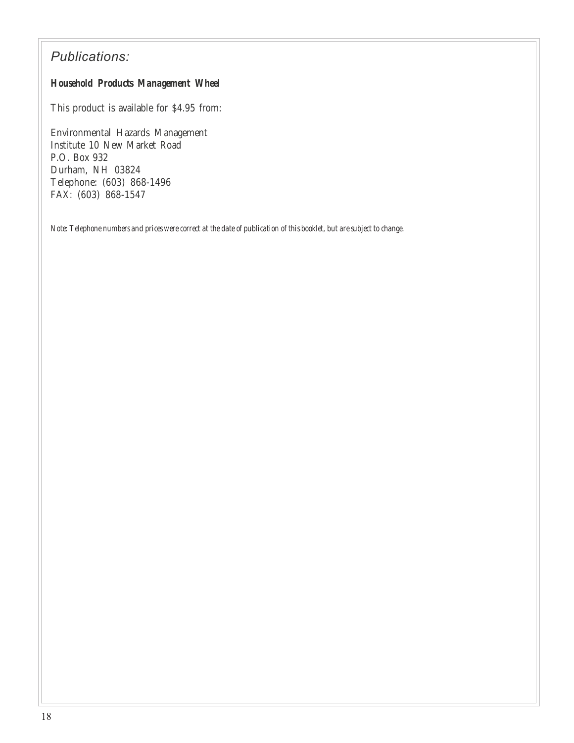## *Publications:*

***Household Products Management Wheel***

This product is available for $4.95 from:

Environmental Hazards Management
Institute 10 New Market Road
P.O. Box 932
Durham, NH 03824
Telephone: (603) 868-1496
FAX: (603) 868-1547

*Note: Telephone numbers and prices were correct at the date of publication of this booklet, but are subject to change.*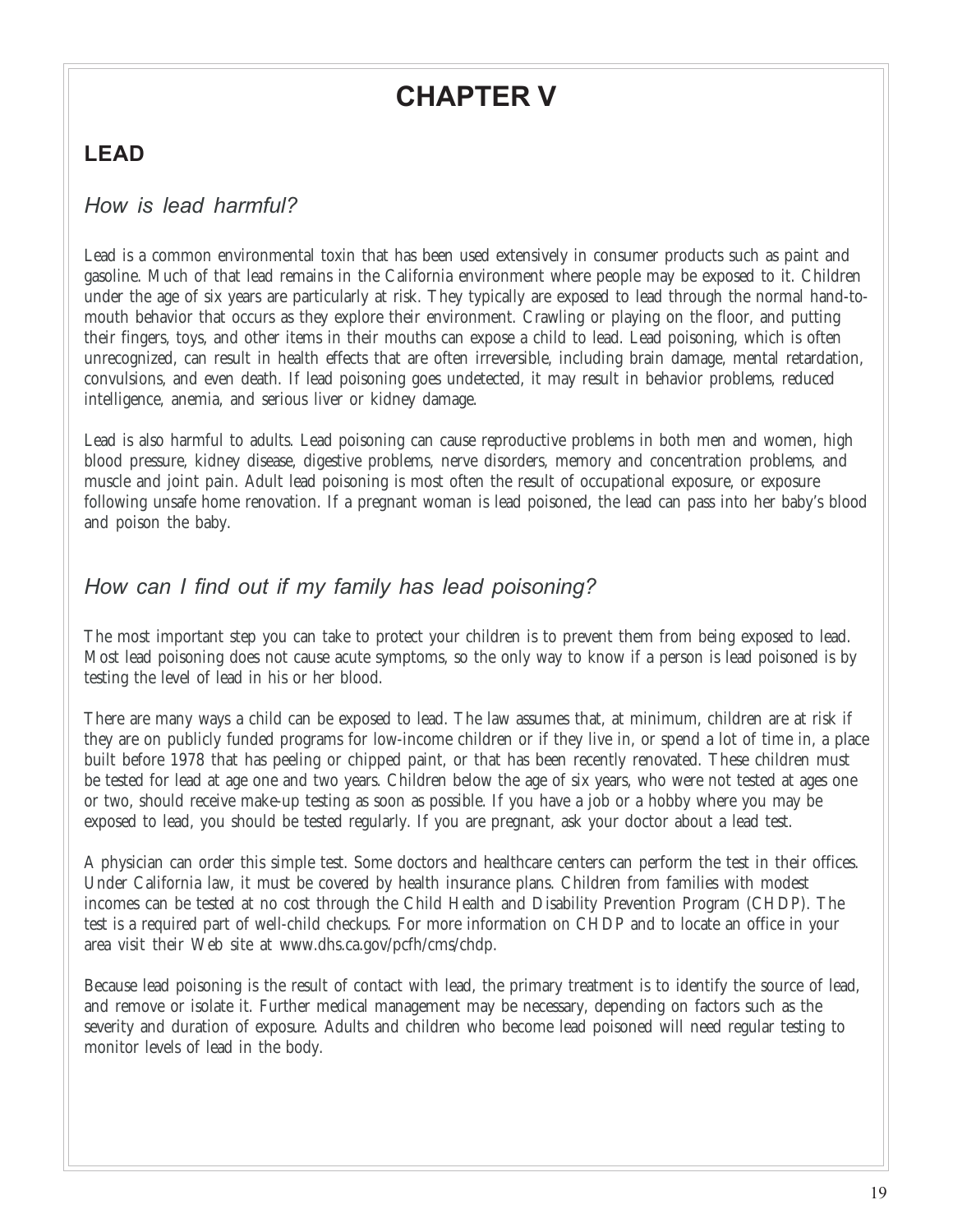# CHAPTER V

## LEAD

### *How is lead harmful?*

Lead is a common environmental toxin that has been used extensively in consumer products such as paint and gasoline. Much of that lead remains in the California environment where people may be exposed to it. Children under the age of six years are particularly at risk. They typically are exposed to lead through the normal hand-to-mouth behavior that occurs as they explore their environment. Crawling or playing on the floor, and putting their fingers, toys, and other items in their mouths can expose a child to lead. Lead poisoning, which is often unrecognized, can result in health effects that are often irreversible, including brain damage, mental retardation, convulsions, and even death. If lead poisoning goes undetected, it may result in behavior problems, reduced intelligence, anemia, and serious liver or kidney damage.

Lead is also harmful to adults. Lead poisoning can cause reproductive problems in both men and women, high blood pressure, kidney disease, digestive problems, nerve disorders, memory and concentration problems, and muscle and joint pain. Adult lead poisoning is most often the result of occupational exposure, or exposure following unsafe home renovation. If a pregnant woman is lead poisoned, the lead can pass into her baby's blood and poison the baby.

### *How can I find out if my family has lead poisoning?*

The most important step you can take to protect your children is to prevent them from being exposed to lead. Most lead poisoning does not cause acute symptoms, so the only way to know if a person is lead poisoned is by testing the level of lead in his or her blood.

There are many ways a child can be exposed to lead. The law assumes that, at minimum, children are at risk if they are on publicly funded programs for low-income children or if they live in, or spend a lot of time in, a place built before 1978 that has peeling or chipped paint, or that has been recently renovated. These children must be tested for lead at age one and two years. Children below the age of six years, who were not tested at ages one or two, should receive make-up testing as soon as possible. If you have a job or a hobby where you may be exposed to lead, you should be tested regularly. If you are pregnant, ask your doctor about a lead test.

A physician can order this simple test. Some doctors and healthcare centers can perform the test in their offices. Under California law, it must be covered by health insurance plans. Children from families with modest incomes can be tested at no cost through the Child Health and Disability Prevention Program (CHDP). The test is a required part of well-child checkups. For more information on CHDP and to locate an office in your area visit their Web site at www.dhs.ca.gov/pcfh/cms/chdp.

Because lead poisoning is the result of contact with lead, the primary treatment is to identify the source of lead, and remove or isolate it. Further medical management may be necessary, depending on factors such as the severity and duration of exposure. Adults and children who become lead poisoned will need regular testing to monitor levels of lead in the body.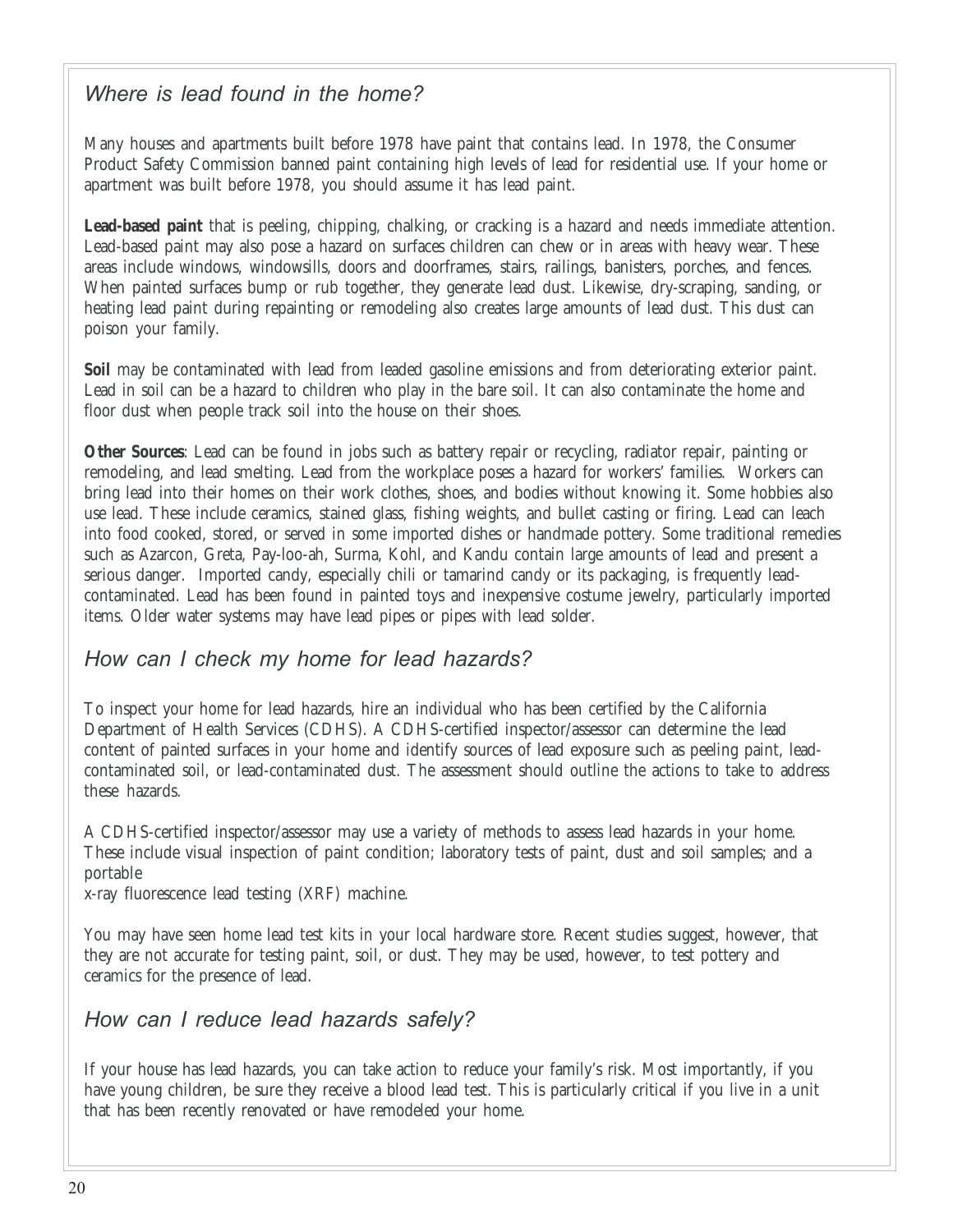## *Where is lead found in the home?*

Many houses and apartments built before 1978 have paint that contains lead. In 1978, the Consumer Product Safety Commission banned paint containing high levels of lead for residential use. If your home or apartment was built before 1978, you should assume it has lead paint.

**Lead-based paint** that is peeling, chipping, chalking, or cracking is a hazard and needs immediate attention. Lead-based paint may also pose a hazard on surfaces children can chew or in areas with heavy wear. These areas include windows, windowsills, doors and doorframes, stairs, railings, banisters, porches, and fences. When painted surfaces bump or rub together, they generate lead dust. Likewise, dry-scraping, sanding, or heating lead paint during repainting or remodeling also creates large amounts of lead dust. This dust can poison your family.

**Soil** may be contaminated with lead from leaded gasoline emissions and from deteriorating exterior paint. Lead in soil can be a hazard to children who play in the bare soil. It can also contaminate the home and floor dust when people track soil into the house on their shoes.

**Other Sources**: Lead can be found in jobs such as battery repair or recycling, radiator repair, painting or remodeling, and lead smelting. Lead from the workplace poses a hazard for workers' families. Workers can bring lead into their homes on their work clothes, shoes, and bodies without knowing it. Some hobbies also use lead. These include ceramics, stained glass, fishing weights, and bullet casting or firing. Lead can leach into food cooked, stored, or served in some imported dishes or handmade pottery. Some traditional remedies such as Azarcon, Greta, Pay-loo-ah, Surma, Kohl, and Kandu contain large amounts of lead and present a serious danger. Imported candy, especially chili or tamarind candy or its packaging, is frequently lead-contaminated. Lead has been found in painted toys and inexpensive costume jewelry, particularly imported items. Older water systems may have lead pipes or pipes with lead solder.

## *How can I check my home for lead hazards?*

To inspect your home for lead hazards, hire an individual who has been certified by the California Department of Health Services (CDHS). A CDHS-certified inspector/assessor can determine the lead content of painted surfaces in your home and identify sources of lead exposure such as peeling paint, lead-contaminated soil, or lead-contaminated dust. The assessment should outline the actions to take to address these hazards.

A CDHS-certified inspector/assessor may use a variety of methods to assess lead hazards in your home. These include visual inspection of paint condition; laboratory tests of paint, dust and soil samples; and a portable x-ray fluorescence lead testing (XRF) machine.

You may have seen home lead test kits in your local hardware store. Recent studies suggest, however, that they are not accurate for testing paint, soil, or dust. They may be used, however, to test pottery and ceramics for the presence of lead.

## *How can I reduce lead hazards safely?*

If your house has lead hazards, you can take action to reduce your family's risk. Most importantly, if you have young children, be sure they receive a blood lead test. This is particularly critical if you live in a unit that has been recently renovated or have remodeled your home.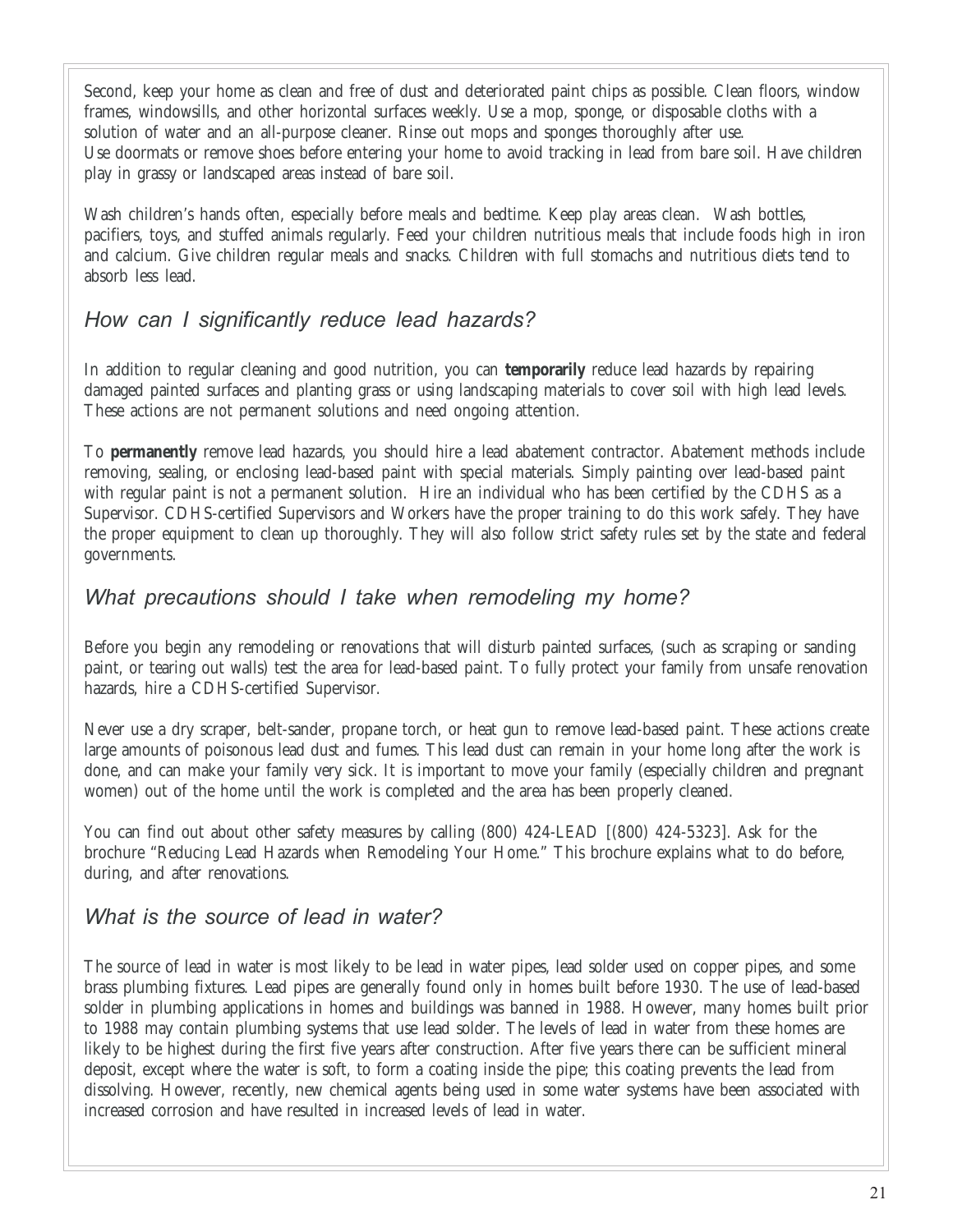Second, keep your home as clean and free of dust and deteriorated paint chips as possible. Clean floors, window frames, windowsills, and other horizontal surfaces weekly. Use a mop, sponge, or disposable cloths with a solution of water and an all-purpose cleaner. Rinse out mops and sponges thoroughly after use.
Use doormats or remove shoes before entering your home to avoid tracking in lead from bare soil. Have children play in grassy or landscaped areas instead of bare soil.

Wash children's hands often, especially before meals and bedtime. Keep play areas clean. Wash bottles, pacifiers, toys, and stuffed animals regularly. Feed your children nutritious meals that include foods high in iron and calcium. Give children regular meals and snacks. Children with full stomachs and nutritious diets tend to absorb less lead.

## *How can I significantly reduce lead hazards?*

In addition to regular cleaning and good nutrition, you can **temporarily** reduce lead hazards by repairing damaged painted surfaces and planting grass or using landscaping materials to cover soil with high lead levels. These actions are not permanent solutions and need ongoing attention.

To **permanently** remove lead hazards, you should hire a lead abatement contractor. Abatement methods include removing, sealing, or enclosing lead-based paint with special materials. Simply painting over lead-based paint with regular paint is not a permanent solution. Hire an individual who has been certified by the CDHS as a Supervisor. CDHS-certified Supervisors and Workers have the proper training to do this work safely. They have the proper equipment to clean up thoroughly. They will also follow strict safety rules set by the state and federal governments.

## *What precautions should I take when remodeling my home?*

Before you begin any remodeling or renovations that will disturb painted surfaces, (such as scraping or sanding paint, or tearing out walls) test the area for lead-based paint. To fully protect your family from unsafe renovation hazards, hire a CDHS-certified Supervisor.

Never use a dry scraper, belt-sander, propane torch, or heat gun to remove lead-based paint. These actions create large amounts of poisonous lead dust and fumes. This lead dust can remain in your home long after the work is done, and can make your family very sick. It is important to move your family (especially children and pregnant women) out of the home until the work is completed and the area has been properly cleaned.

You can find out about other safety measures by calling (800) 424-LEAD [(800) 424-5323]. Ask for the brochure "Reducing Lead Hazards when Remodeling Your Home." This brochure explains what to do before, during, and after renovations.

## *What is the source of lead in water?*

The source of lead in water is most likely to be lead in water pipes, lead solder used on copper pipes, and some brass plumbing fixtures. Lead pipes are generally found only in homes built before 1930. The use of lead-based solder in plumbing applications in homes and buildings was banned in 1988. However, many homes built prior to 1988 may contain plumbing systems that use lead solder. The levels of lead in water from these homes are likely to be highest during the first five years after construction. After five years there can be sufficient mineral deposit, except where the water is soft, to form a coating inside the pipe; this coating prevents the lead from dissolving. However, recently, new chemical agents being used in some water systems have been associated with increased corrosion and have resulted in increased levels of lead in water.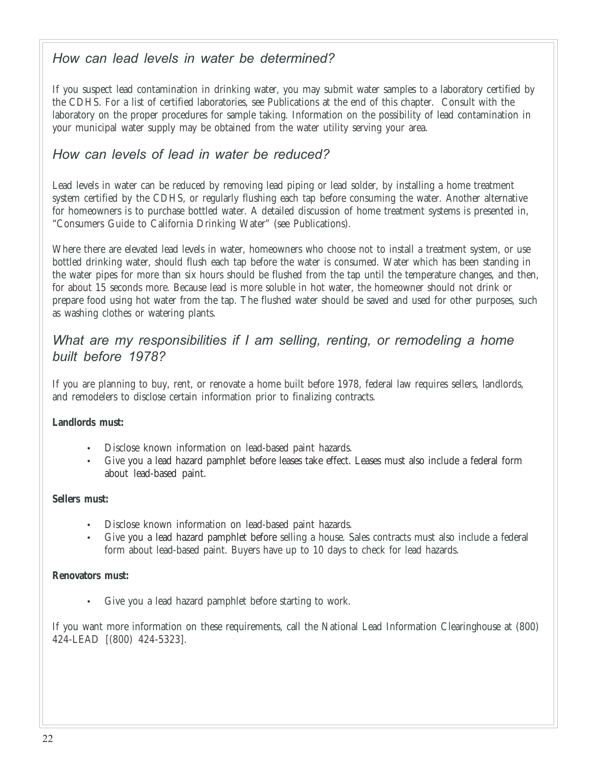## *How can lead levels in water be determined?*

If you suspect lead contamination in drinking water, you may submit water samples to a laboratory certified by the CDHS. For a list of certified laboratories, see Publications at the end of this chapter. Consult with the laboratory on the proper procedures for sample taking. Information on the possibility of lead contamination in your municipal water supply may be obtained from the water utility serving your area.

## *How can levels of lead in water be reduced?*

Lead levels in water can be reduced by removing lead piping or lead solder, by installing a home treatment system certified by the CDHS, or regularly flushing each tap before consuming the water. Another alternative for homeowners is to purchase bottled water. A detailed discussion of home treatment systems is presented in, "Consumers Guide to California Drinking Water" (see Publications).

Where there are elevated lead levels in water, homeowners who choose not to install a treatment system, or use bottled drinking water, should flush each tap before the water is consumed. Water which has been standing in the water pipes for more than six hours should be flushed from the tap until the temperature changes, and then, for about 15 seconds more. Because lead is more soluble in hot water, the homeowner should not drink or prepare food using hot water from the tap. The flushed water should be saved and used for other purposes, such as washing clothes or watering plants.

## *What are my responsibilities if I am selling, renting, or remodeling a home built before 1978?*

If you are planning to buy, rent, or renovate a home built before 1978, federal law requires sellers, landlords, and remodelers to disclose certain information prior to finalizing contracts.

**Landlords must:**

- Disclose known information on lead-based paint hazards.
- Give you a lead hazard pamphlet before leases take effect. Leases must also include a federal form about lead-based paint.

**Sellers must:**

- Disclose known information on lead-based paint hazards.
- Give you a lead hazard pamphlet before selling a house. Sales contracts must also include a federal form about lead-based paint. Buyers have up to 10 days to check for lead hazards.

**Renovators must:**

- Give you a lead hazard pamphlet before starting to work.

If you want more information on these requirements, call the National Lead Information Clearinghouse at (800) 424-LEAD [(800) 424-5323].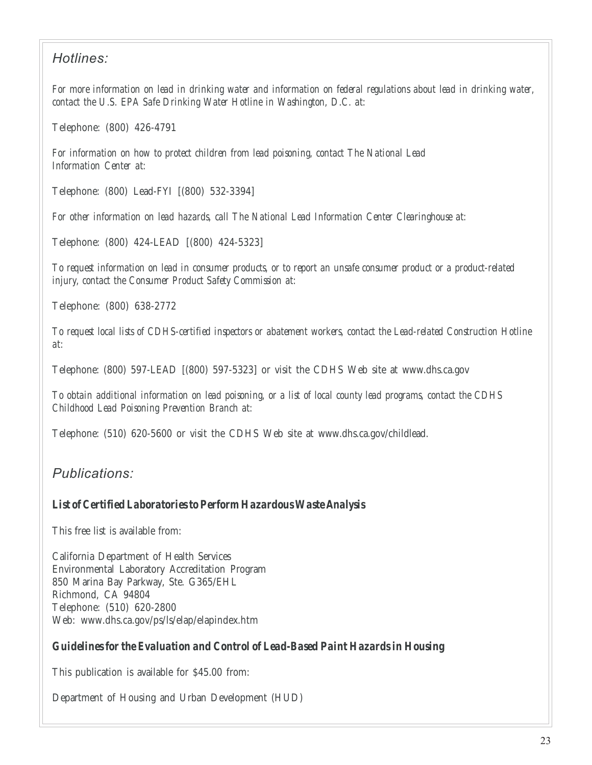## *Hotlines:*

*For more information on lead in drinking water and information on federal regulations about lead in drinking water, contact the U.S. EPA Safe Drinking Water Hotline in Washington, D.C. at:*

Telephone: (800) 426-4791

*For information on how to protect children from lead poisoning, contact The National Lead Information Center at:*

Telephone: (800) Lead-FYI [(800) 532-3394]

*For other information on lead hazards, call The National Lead Information Center Clearinghouse at:*

Telephone: (800) 424-LEAD [(800) 424-5323]

*To request information on lead in consumer products, or to report an unsafe consumer product or a product-related injury, contact the Consumer Product Safety Commission at:*

Telephone: (800) 638-2772

*To request local lists of CDHS-certified inspectors or abatement workers, contact the Lead-related Construction Hotline at:*

Telephone: (800) 597-LEAD [(800) 597-5323] or visit the CDHS Web site at www.dhs.ca.gov

*To obtain additional information on lead poisoning, or a list of local county lead programs, contact the CDHS Childhood Lead Poisoning Prevention Branch at:*

Telephone: (510) 620-5600 or visit the CDHS Web site at www.dhs.ca.gov/childlead.

## *Publications:*

***List of Certified Laboratories to Perform Hazardous Waste Analysis***

This free list is available from:

California Department of Health Services
Environmental Laboratory Accreditation Program
850 Marina Bay Parkway, Ste. G365/EHL
Richmond, CA 94804
Telephone: (510) 620-2800
Web: www.dhs.ca.gov/ps/ls/elap/elapindex.htm

***Guidelines for the Evaluation and Control of Lead-Based Paint Hazards in Housing***

This publication is available for $45.00 from:

Department of Housing and Urban Development (HUD)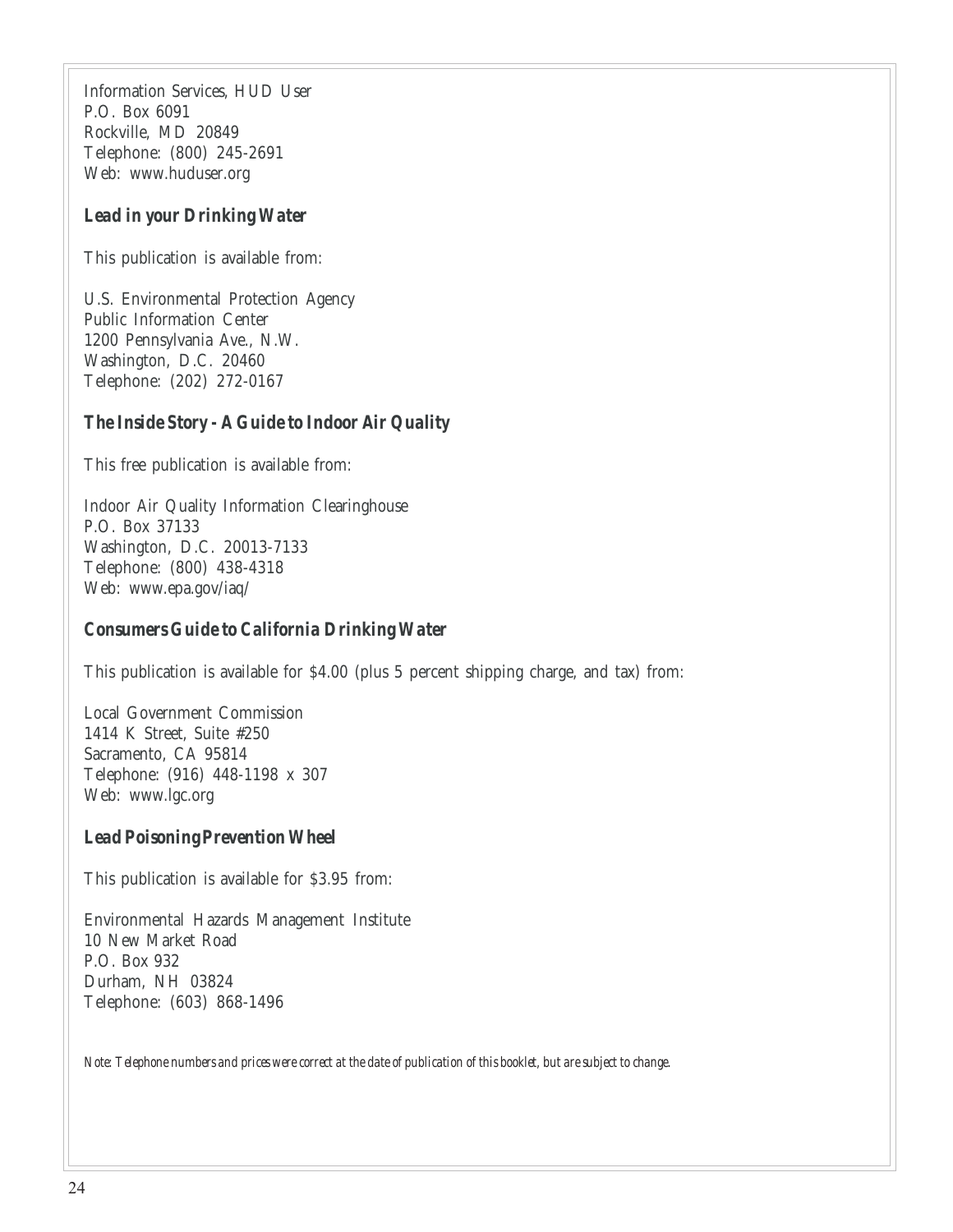Information Services, HUD User
P.O. Box 6091
Rockville, MD 20849
Telephone: (800) 245-2691
Web: www.huduser.org

### *Lead in your Drinking Water*

This publication is available from:

U.S. Environmental Protection Agency
Public Information Center
1200 Pennsylvania Ave., N.W.
Washington, D.C. 20460
Telephone: (202) 272-0167

### *The Inside Story - A Guide to Indoor Air Quality*

This free publication is available from:

Indoor Air Quality Information Clearinghouse
P.O. Box 37133
Washington, D.C. 20013-7133
Telephone: (800) 438-4318
Web: www.epa.gov/iaq/

### *Consumers Guide to California Drinking Water*

This publication is available for $4.00 (plus 5 percent shipping charge, and tax) from:

Local Government Commission
1414 K Street, Suite #250
Sacramento, CA 95814
Telephone: (916) 448-1198 x 307
Web: www.lgc.org

### *Lead Poisoning Prevention Wheel*

This publication is available for $3.95 from:

Environmental Hazards Management Institute
10 New Market Road
P.O. Box 932
Durham, NH 03824
Telephone: (603) 868-1496

*Note: Telephone numbers and prices were correct at the date of publication of this booklet, but are subject to change.*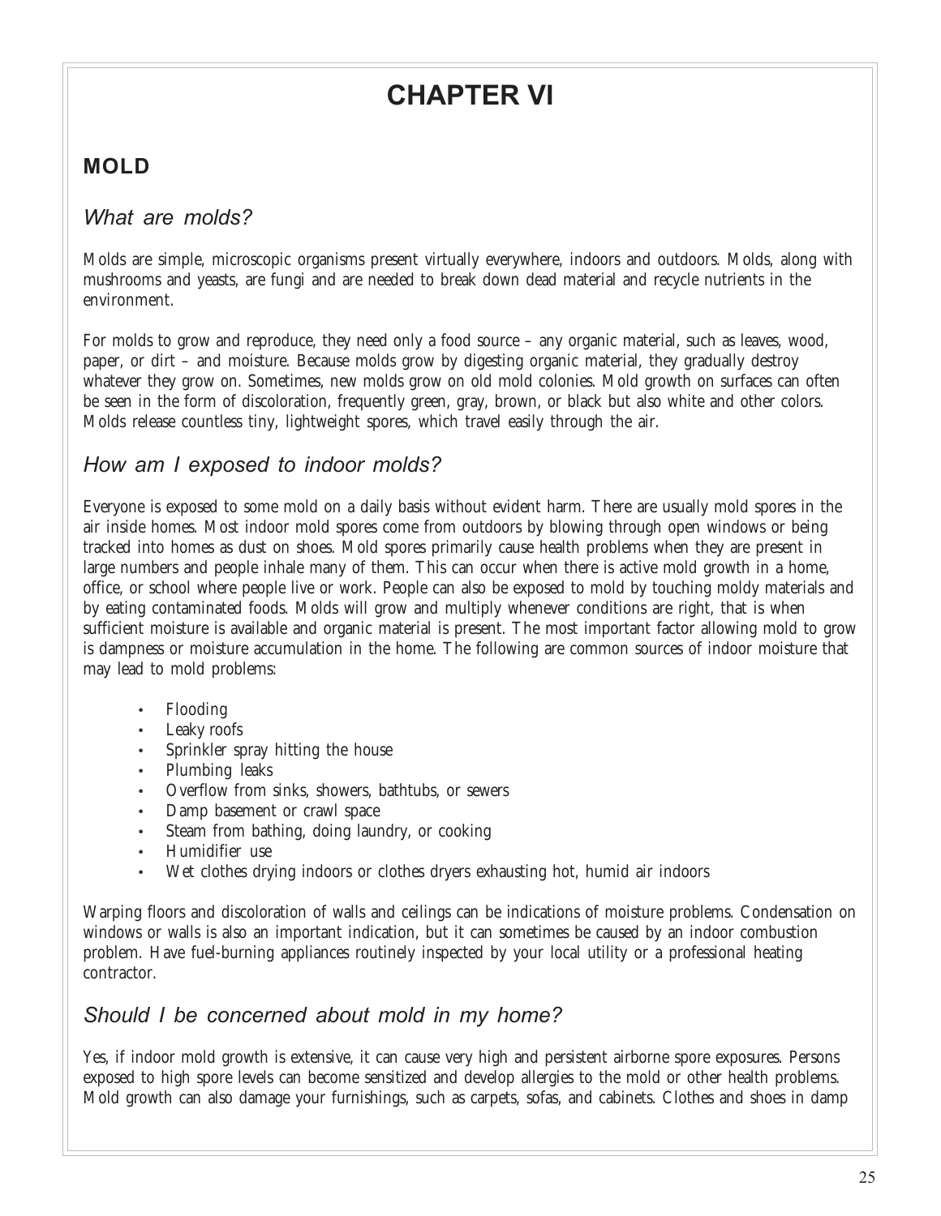# CHAPTER VI

## MOLD

### *What are molds?*

Molds are simple, microscopic organisms present virtually everywhere, indoors and outdoors. Molds, along with mushrooms and yeasts, are fungi and are needed to break down dead material and recycle nutrients in the environment.

For molds to grow and reproduce, they need only a food source – any organic material, such as leaves, wood, paper, or dirt – and moisture. Because molds grow by digesting organic material, they gradually destroy whatever they grow on. Sometimes, new molds grow on old mold colonies. Mold growth on surfaces can often be seen in the form of discoloration, frequently green, gray, brown, or black but also white and other colors. Molds release countless tiny, lightweight spores, which travel easily through the air.

### *How am I exposed to indoor molds?*

Everyone is exposed to some mold on a daily basis without evident harm. There are usually mold spores in the air inside homes. Most indoor mold spores come from outdoors by blowing through open windows or being tracked into homes as dust on shoes. Mold spores primarily cause health problems when they are present in large numbers and people inhale many of them. This can occur when there is active mold growth in a home, office, or school where people live or work. People can also be exposed to mold by touching moldy materials and by eating contaminated foods. Molds will grow and multiply whenever conditions are right, that is when sufficient moisture is available and organic material is present. The most important factor allowing mold to grow is dampness or moisture accumulation in the home. The following are common sources of indoor moisture that may lead to mold problems:

- Flooding
- Leaky roofs
- Sprinkler spray hitting the house
- Plumbing leaks
- Overflow from sinks, showers, bathtubs, or sewers
- Damp basement or crawl space
- Steam from bathing, doing laundry, or cooking
- Humidifier use
- Wet clothes drying indoors or clothes dryers exhausting hot, humid air indoors

Warping floors and discoloration of walls and ceilings can be indications of moisture problems. Condensation on windows or walls is also an important indication, but it can sometimes be caused by an indoor combustion problem. Have fuel-burning appliances routinely inspected by your local utility or a professional heating contractor.

### *Should I be concerned about mold in my home?*

Yes, if indoor mold growth is extensive, it can cause very high and persistent airborne spore exposures. Persons exposed to high spore levels can become sensitized and develop allergies to the mold or other health problems. Mold growth can also damage your furnishings, such as carpets, sofas, and cabinets. Clothes and shoes in damp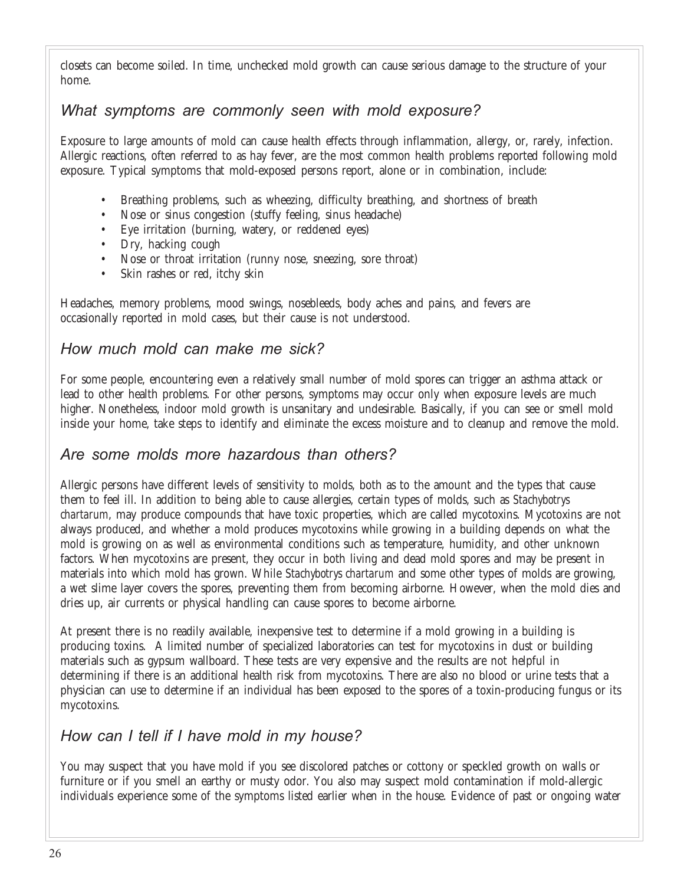closets can become soiled. In time, unchecked mold growth can cause serious damage to the structure of your home.

## What symptoms are commonly seen with mold exposure?

Exposure to large amounts of mold can cause health effects through inflammation, allergy, or, rarely, infection. Allergic reactions, often referred to as hay fever, are the most common health problems reported following mold exposure. Typical symptoms that mold-exposed persons report, alone or in combination, include:

- Breathing problems, such as wheezing, difficulty breathing, and shortness of breath
- Nose or sinus congestion (stuffy feeling, sinus headache)
- Eye irritation (burning, watery, or reddened eyes)
- Dry, hacking cough
- Nose or throat irritation (runny nose, sneezing, sore throat)
- Skin rashes or red, itchy skin

Headaches, memory problems, mood swings, nosebleeds, body aches and pains, and fevers are occasionally reported in mold cases, but their cause is not understood.

## How much mold can make me sick?

For some people, encountering even a relatively small number of mold spores can trigger an asthma attack or lead to other health problems. For other persons, symptoms may occur only when exposure levels are much higher. Nonetheless, indoor mold growth is unsanitary and undesirable. Basically, if you can see or smell mold inside your home, take steps to identify and eliminate the excess moisture and to cleanup and remove the mold.

## Are some molds more hazardous than others?

Allergic persons have different levels of sensitivity to molds, both as to the amount and the types that cause them to feel ill. In addition to being able to cause allergies, certain types of molds, such as *Stachybotrys chartarum*, may produce compounds that have toxic properties, which are called mycotoxins. Mycotoxins are not always produced, and whether a mold produces mycotoxins while growing in a building depends on what the mold is growing on as well as environmental conditions such as temperature, humidity, and other unknown factors. When mycotoxins are present, they occur in both living and dead mold spores and may be present in materials into which mold has grown. While *Stachybotrys chartarum* and some other types of molds are growing, a wet slime layer covers the spores, preventing them from becoming airborne. However, when the mold dies and dries up, air currents or physical handling can cause spores to become airborne.

At present there is no readily available, inexpensive test to determine if a mold growing in a building is producing toxins. A limited number of specialized laboratories can test for mycotoxins in dust or building materials such as gypsum wallboard. These tests are very expensive and the results are not helpful in determining if there is an additional health risk from mycotoxins. There are also no blood or urine tests that a physician can use to determine if an individual has been exposed to the spores of a toxin-producing fungus or its mycotoxins.

## How can I tell if I have mold in my house?

You may suspect that you have mold if you see discolored patches or cottony or speckled growth on walls or furniture or if you smell an earthy or musty odor. You also may suspect mold contamination if mold-allergic individuals experience some of the symptoms listed earlier when in the house. Evidence of past or ongoing water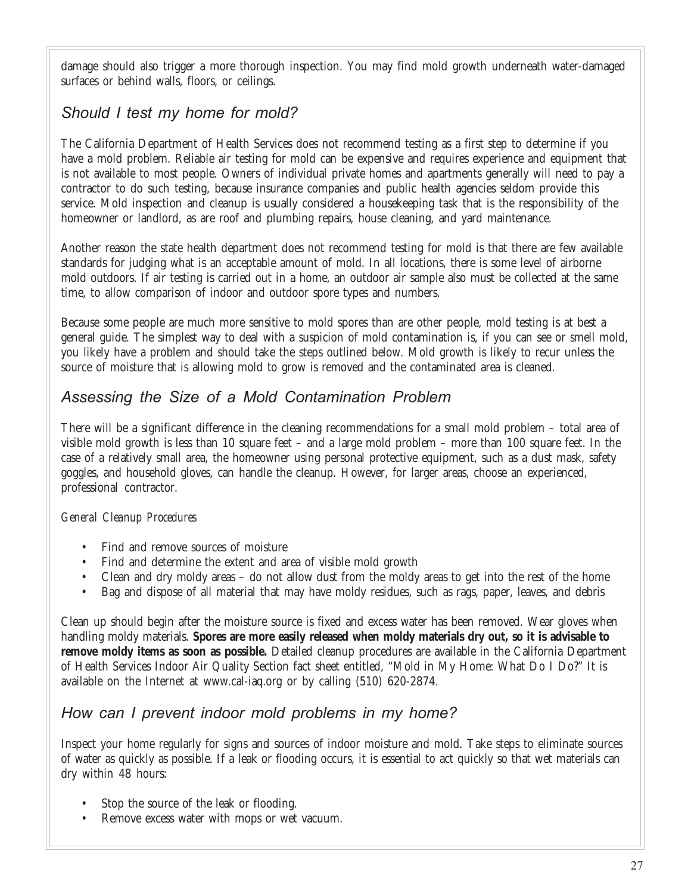damage should also trigger a more thorough inspection. You may find mold growth underneath water-damaged surfaces or behind walls, floors, or ceilings.

## *Should I test my home for mold?*

The California Department of Health Services does not recommend testing as a first step to determine if you have a mold problem. Reliable air testing for mold can be expensive and requires experience and equipment that is not available to most people. Owners of individual private homes and apartments generally will need to pay a contractor to do such testing, because insurance companies and public health agencies seldom provide this service. Mold inspection and cleanup is usually considered a housekeeping task that is the responsibility of the homeowner or landlord, as are roof and plumbing repairs, house cleaning, and yard maintenance.

Another reason the state health department does not recommend testing for mold is that there are few available standards for judging what is an acceptable amount of mold. In all locations, there is some level of airborne mold outdoors. If air testing is carried out in a home, an outdoor air sample also must be collected at the same time, to allow comparison of indoor and outdoor spore types and numbers.

Because some people are much more sensitive to mold spores than are other people, mold testing is at best a general guide. The simplest way to deal with a suspicion of mold contamination is, if you can see or smell mold, you likely have a problem and should take the steps outlined below. Mold growth is likely to recur unless the source of moisture that is allowing mold to grow is removed and the contaminated area is cleaned.

## *Assessing the Size of a Mold Contamination Problem*

There will be a significant difference in the cleaning recommendations for a small mold problem – total area of visible mold growth is less than 10 square feet – and a large mold problem – more than 100 square feet. In the case of a relatively small area, the homeowner using personal protective equipment, such as a dust mask, safety goggles, and household gloves, can handle the cleanup. However, for larger areas, choose an experienced, professional contractor.

*General Cleanup Procedures*

- Find and remove sources of moisture
- Find and determine the extent and area of visible mold growth
- Clean and dry moldy areas – do not allow dust from the moldy areas to get into the rest of the home
- Bag and dispose of all material that may have moldy residues, such as rags, paper, leaves, and debris

Clean up should begin after the moisture source is fixed and excess water has been removed. Wear gloves when handling moldy materials. **Spores are more easily released when moldy materials dry out, so it is advisable to remove moldy items as soon as possible.** Detailed cleanup procedures are available in the California Department of Health Services Indoor Air Quality Section fact sheet entitled, "Mold in My Home: What Do I Do?" It is available on the Internet at www.cal-iaq.org or by calling (510) 620-2874.

## *How can I prevent indoor mold problems in my home?*

Inspect your home regularly for signs and sources of indoor moisture and mold. Take steps to eliminate sources of water as quickly as possible. If a leak or flooding occurs, it is essential to act quickly so that wet materials can dry within 48 hours:

- Stop the source of the leak or flooding.
- Remove excess water with mops or wet vacuum.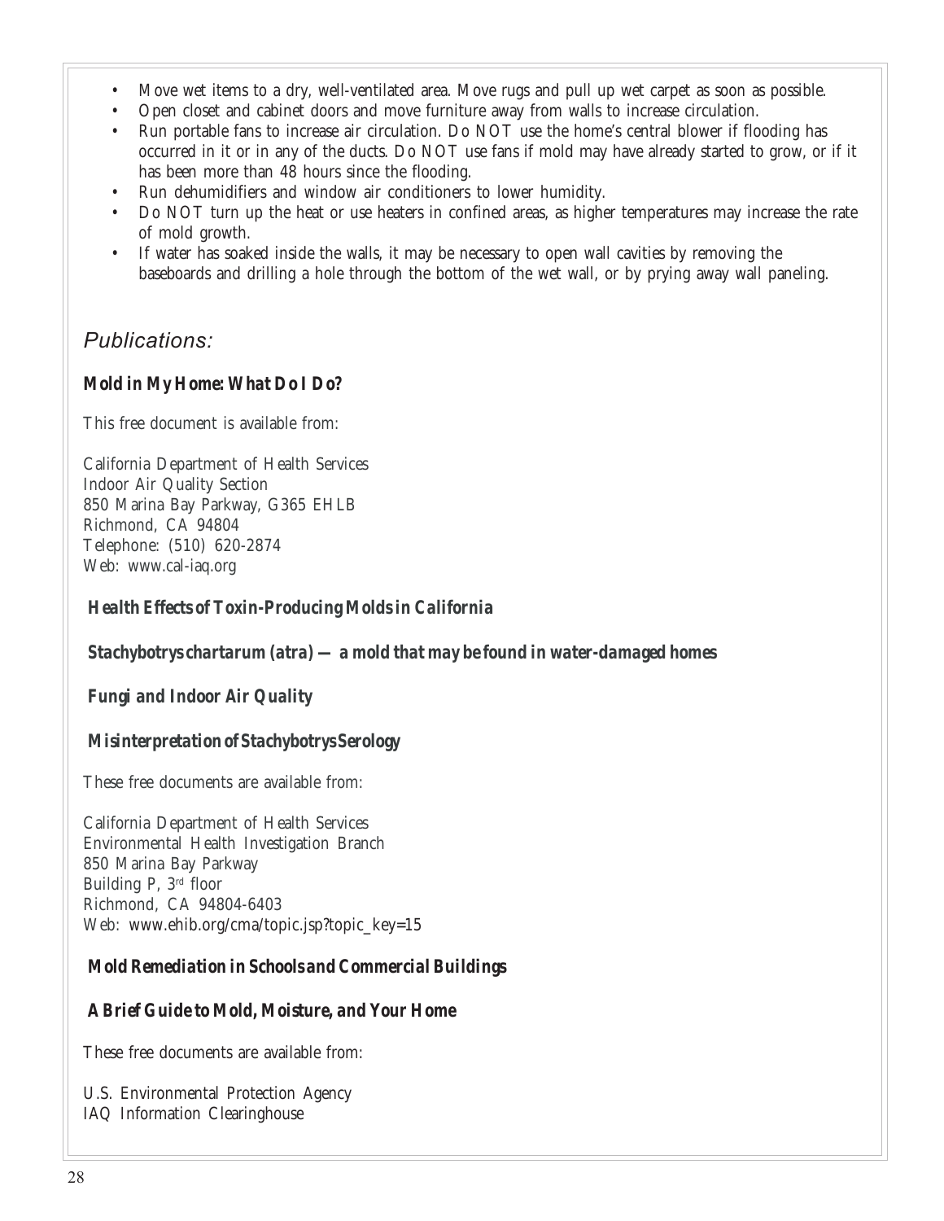- Move wet items to a dry, well-ventilated area. Move rugs and pull up wet carpet as soon as possible.
- Open closet and cabinet doors and move furniture away from walls to increase circulation.
- Run portable fans to increase air circulation. Do NOT use the home's central blower if flooding has occurred in it or in any of the ducts. Do NOT use fans if mold may have already started to grow, or if it has been more than 48 hours since the flooding.
- Run dehumidifiers and window air conditioners to lower humidity.
- Do NOT turn up the heat or use heaters in confined areas, as higher temperatures may increase the rate of mold growth.
- If water has soaked inside the walls, it may be necessary to open wall cavities by removing the baseboards and drilling a hole through the bottom of the wet wall, or by prying away wall paneling.

## *Publications:*

### *Mold in My Home: What Do I Do?*

This free document is available from:

California Department of Health Services
Indoor Air Quality Section
850 Marina Bay Parkway, G365 EHLB
Richmond, CA 94804
Telephone: (510) 620-2874
Web: www.cal-iaq.org

### *Health Effects of Toxin-Producing Molds in California*

### *Stachybotrys chartarum (atra) — a mold that may be found in water-damaged homes*

### *Fungi and Indoor Air Quality*

### *Misinterpretation of Stachybotrys Serology*

These free documents are available from:

California Department of Health Services
Environmental Health Investigation Branch
850 Marina Bay Parkway
Building P, 3rd floor
Richmond, CA 94804-6403
Web: www.ehib.org/cma/topic.jsp?topic_key=15

### *Mold Remediation in Schools and Commercial Buildings*

### *A Brief Guide to Mold, Moisture, and Your Home*

These free documents are available from:

U.S. Environmental Protection Agency
IAQ Information Clearinghouse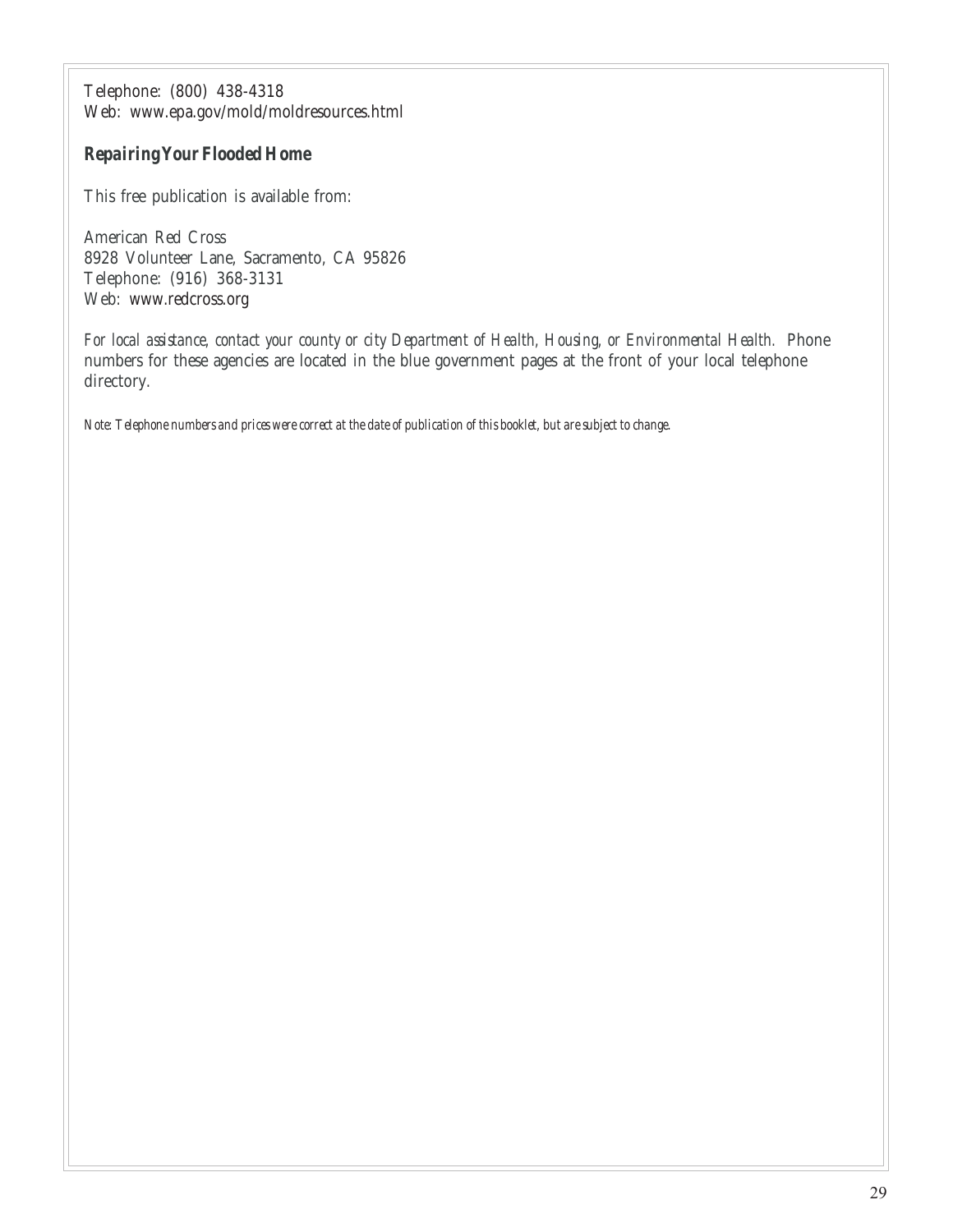Telephone: (800) 438-4318
Web: www.epa.gov/mold/moldresources.html

### *Repairing Your Flooded Home*

This free publication is available from:

American Red Cross
8928 Volunteer Lane, Sacramento, CA 95826
Telephone: (916) 368-3131
Web: www.redcross.org

*For local assistance, contact your county or city Department of Health, Housing, or Environmental Health.* Phone numbers for these agencies are located in the blue government pages at the front of your local telephone directory.

*Note: Telephone numbers and prices were correct at the date of publication of this booklet, but are subject to change.*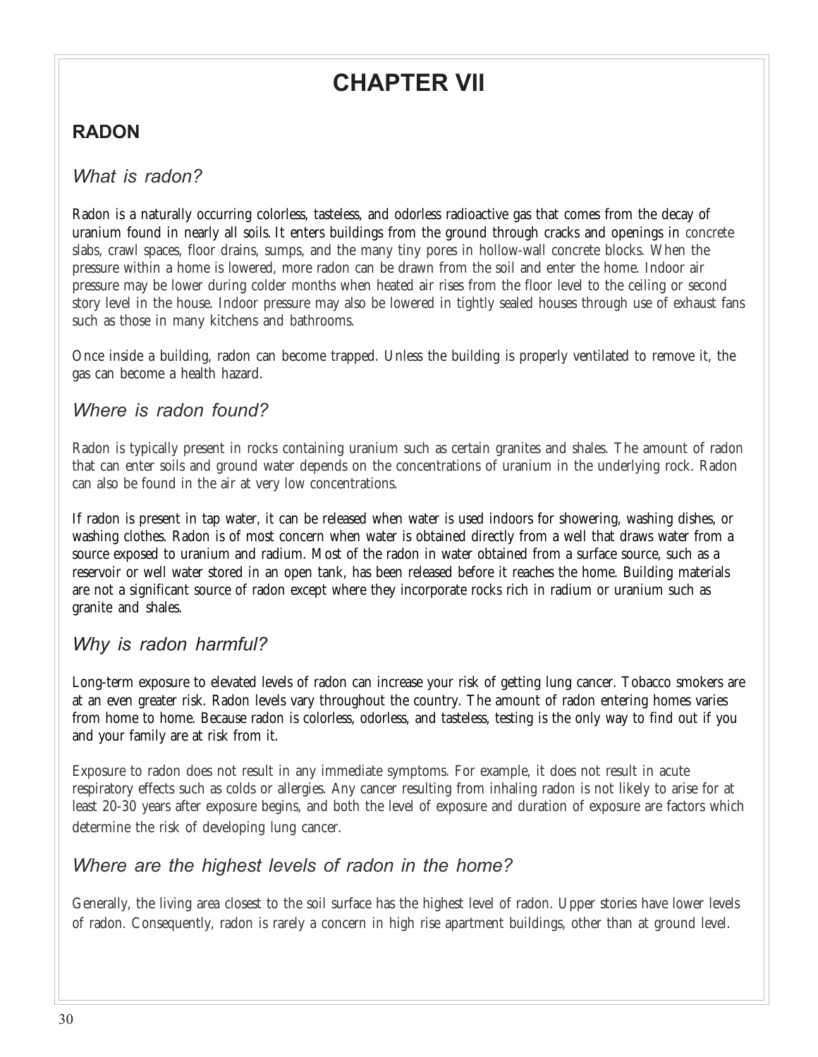# CHAPTER VII

## RADON

### *What is radon?*

Radon is a naturally occurring colorless, tasteless, and odorless radioactive gas that comes from the decay of uranium found in nearly all soils. It enters buildings from the ground through cracks and openings in concrete slabs, crawl spaces, floor drains, sumps, and the many tiny pores in hollow-wall concrete blocks. When the pressure within a home is lowered, more radon can be drawn from the soil and enter the home. Indoor air pressure may be lower during colder months when heated air rises from the floor level to the ceiling or second story level in the house. Indoor pressure may also be lowered in tightly sealed houses through use of exhaust fans such as those in many kitchens and bathrooms.

Once inside a building, radon can become trapped. Unless the building is properly ventilated to remove it, the gas can become a health hazard.

### *Where is radon found?*

Radon is typically present in rocks containing uranium such as certain granites and shales. The amount of radon that can enter soils and ground water depends on the concentrations of uranium in the underlying rock. Radon can also be found in the air at very low concentrations.

If radon is present in tap water, it can be released when water is used indoors for showering, washing dishes, or washing clothes. Radon is of most concern when water is obtained directly from a well that draws water from a source exposed to uranium and radium. Most of the radon in water obtained from a surface source, such as a reservoir or well water stored in an open tank, has been released before it reaches the home. Building materials are not a significant source of radon except where they incorporate rocks rich in radium or uranium such as granite and shales.

### *Why is radon harmful?*

Long-term exposure to elevated levels of radon can increase your risk of getting lung cancer. Tobacco smokers are at an even greater risk. Radon levels vary throughout the country. The amount of radon entering homes varies from home to home. Because radon is colorless, odorless, and tasteless, testing is the only way to find out if you and your family are at risk from it.

Exposure to radon does not result in any immediate symptoms. For example, it does not result in acute respiratory effects such as colds or allergies. Any cancer resulting from inhaling radon is not likely to arise for at least 20-30 years after exposure begins, and both the level of exposure and duration of exposure are factors which determine the risk of developing lung cancer.

### *Where are the highest levels of radon in the home?*

Generally, the living area closest to the soil surface has the highest level of radon. Upper stories have lower levels of radon. Consequently, radon is rarely a concern in high rise apartment buildings, other than at ground level.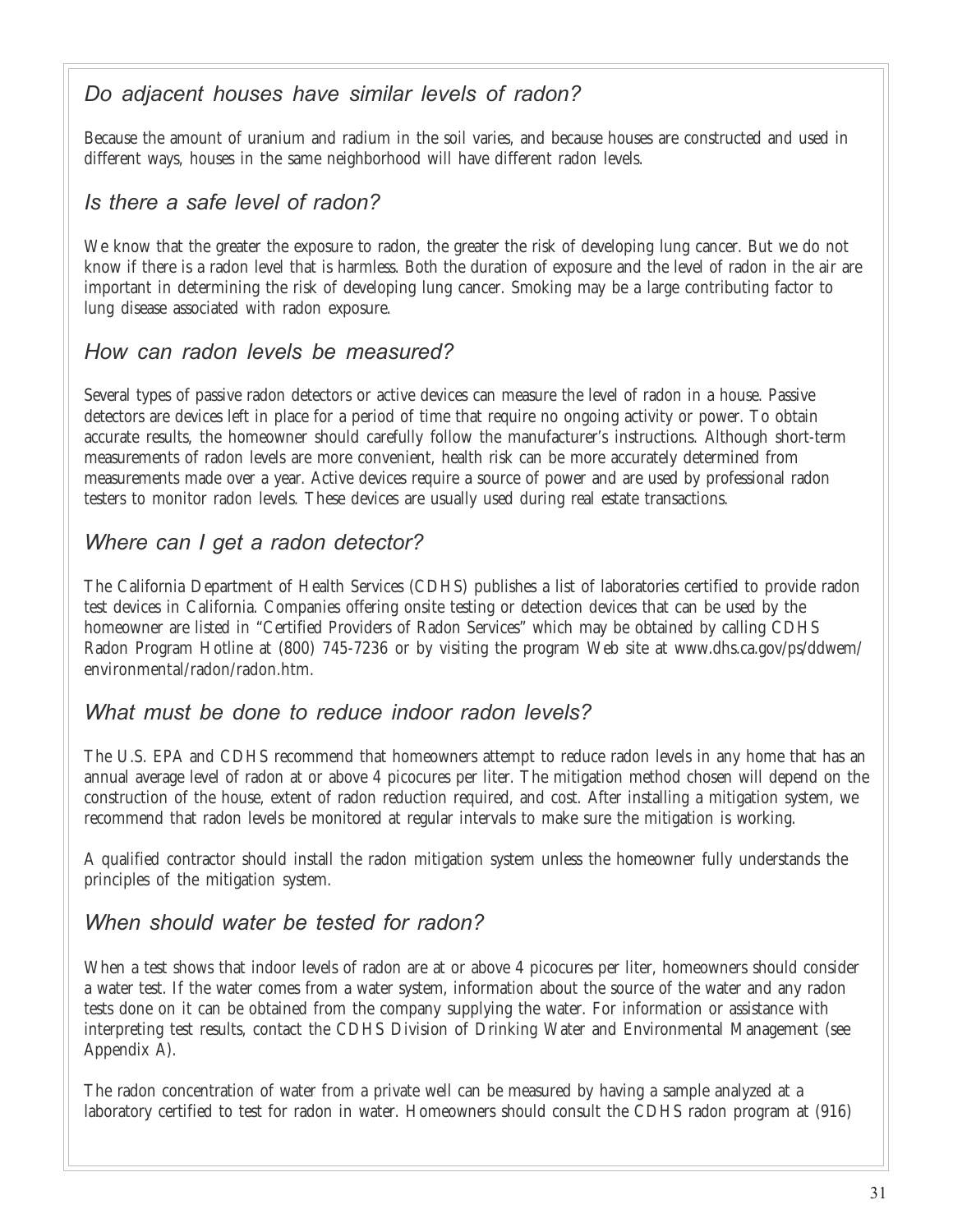## *Do adjacent houses have similar levels of radon?*

Because the amount of uranium and radium in the soil varies, and because houses are constructed and used in different ways, houses in the same neighborhood will have different radon levels.

## *Is there a safe level of radon?*

We know that the greater the exposure to radon, the greater the risk of developing lung cancer. But we do not know if there is a radon level that is harmless. Both the duration of exposure and the level of radon in the air are important in determining the risk of developing lung cancer. Smoking may be a large contributing factor to lung disease associated with radon exposure.

## *How can radon levels be measured?*

Several types of passive radon detectors or active devices can measure the level of radon in a house. Passive detectors are devices left in place for a period of time that require no ongoing activity or power. To obtain accurate results, the homeowner should carefully follow the manufacturer's instructions. Although short-term measurements of radon levels are more convenient, health risk can be more accurately determined from measurements made over a year. Active devices require a source of power and are used by professional radon testers to monitor radon levels. These devices are usually used during real estate transactions.

## *Where can I get a radon detector?*

The California Department of Health Services (CDHS) publishes a list of laboratories certified to provide radon test devices in California. Companies offering onsite testing or detection devices that can be used by the homeowner are listed in "Certified Providers of Radon Services" which may be obtained by calling CDHS Radon Program Hotline at (800) 745-7236 or by visiting the program Web site at www.dhs.ca.gov/ps/ddwem/environmental/radon/radon.htm.

## *What must be done to reduce indoor radon levels?*

The U.S. EPA and CDHS recommend that homeowners attempt to reduce radon levels in any home that has an annual average level of radon at or above 4 picocures per liter. The mitigation method chosen will depend on the construction of the house, extent of radon reduction required, and cost. After installing a mitigation system, we recommend that radon levels be monitored at regular intervals to make sure the mitigation is working.

A qualified contractor should install the radon mitigation system unless the homeowner fully understands the principles of the mitigation system.

## *When should water be tested for radon?*

When a test shows that indoor levels of radon are at or above 4 picocures per liter, homeowners should consider a water test. If the water comes from a water system, information about the source of the water and any radon tests done on it can be obtained from the company supplying the water. For information or assistance with interpreting test results, contact the CDHS Division of Drinking Water and Environmental Management (see Appendix A).

The radon concentration of water from a private well can be measured by having a sample analyzed at a laboratory certified to test for radon in water. Homeowners should consult the CDHS radon program at (916)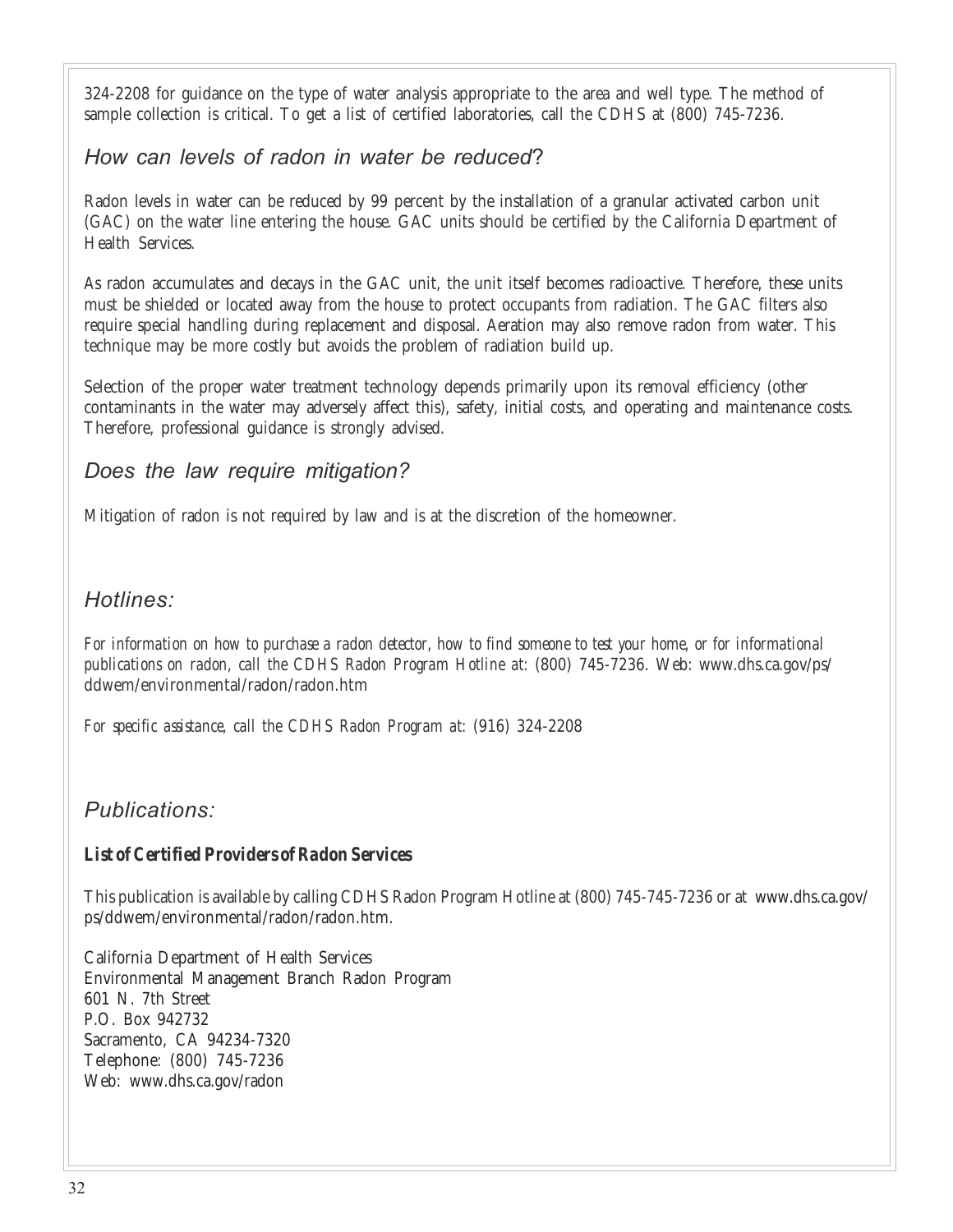324-2208 for guidance on the type of water analysis appropriate to the area and well type. The method of sample collection is critical. To get a list of certified laboratories, call the CDHS at (800) 745-7236.

## *How can levels of radon in water be reduced?*

Radon levels in water can be reduced by 99 percent by the installation of a granular activated carbon unit (GAC) on the water line entering the house. GAC units should be certified by the California Department of Health Services.

As radon accumulates and decays in the GAC unit, the unit itself becomes radioactive. Therefore, these units must be shielded or located away from the house to protect occupants from radiation. The GAC filters also require special handling during replacement and disposal. Aeration may also remove radon from water. This technique may be more costly but avoids the problem of radiation build up.

Selection of the proper water treatment technology depends primarily upon its removal efficiency (other contaminants in the water may adversely affect this), safety, initial costs, and operating and maintenance costs. Therefore, professional guidance is strongly advised.

## *Does the law require mitigation?*

Mitigation of radon is not required by law and is at the discretion of the homeowner.

## *Hotlines:*

*For information on how to purchase a radon detector, how to find someone to test your home, or for informational publications on radon, call the CDHS Radon Program Hotline at:* (800) 745-7236. Web: www.dhs.ca.gov/ps/ddwem/environmental/radon/radon.htm

*For specific assistance, call the CDHS Radon Program at:* (916) 324-2208

## *Publications:*

***List of Certified Providers of Radon Services***

This publication is available by calling CDHS Radon Program Hotline at (800) 745-745-7236 or at www.dhs.ca.gov/ps/ddwem/environmental/radon/radon.htm.

California Department of Health Services  
Environmental Management Branch Radon Program  
601 N. 7th Street  
P.O. Box 942732  
Sacramento, CA 94234-7320  
Telephone: (800) 745-7236  
Web: www.dhs.ca.gov/radon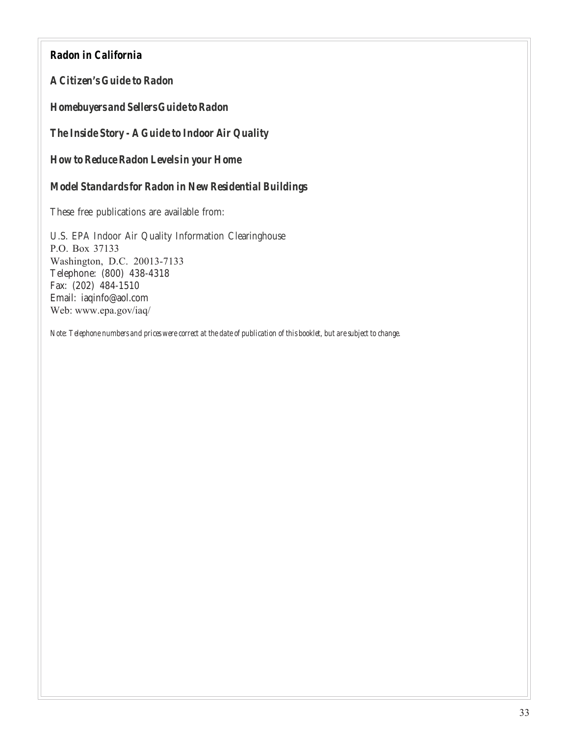***Radon in California***

***A Citizen's Guide to Radon***

***Homebuyers and Sellers Guide to Radon***

***The Inside Story - A Guide to Indoor Air Quality***

***How to Reduce Radon Levels in your Home***

***Model Standards for Radon in New Residential Buildings***

These free publications are available from:

U.S. EPA Indoor Air Quality Information Clearinghouse
P.O. Box 37133
Washington, D.C. 20013-7133
Telephone: (800) 438-4318
Fax: (202) 484-1510
Email: iaqinfo@aol.com
Web: www.epa.gov/iaq/

*Note: Telephone numbers and prices were correct at the date of publication of this booklet, but are subject to change.*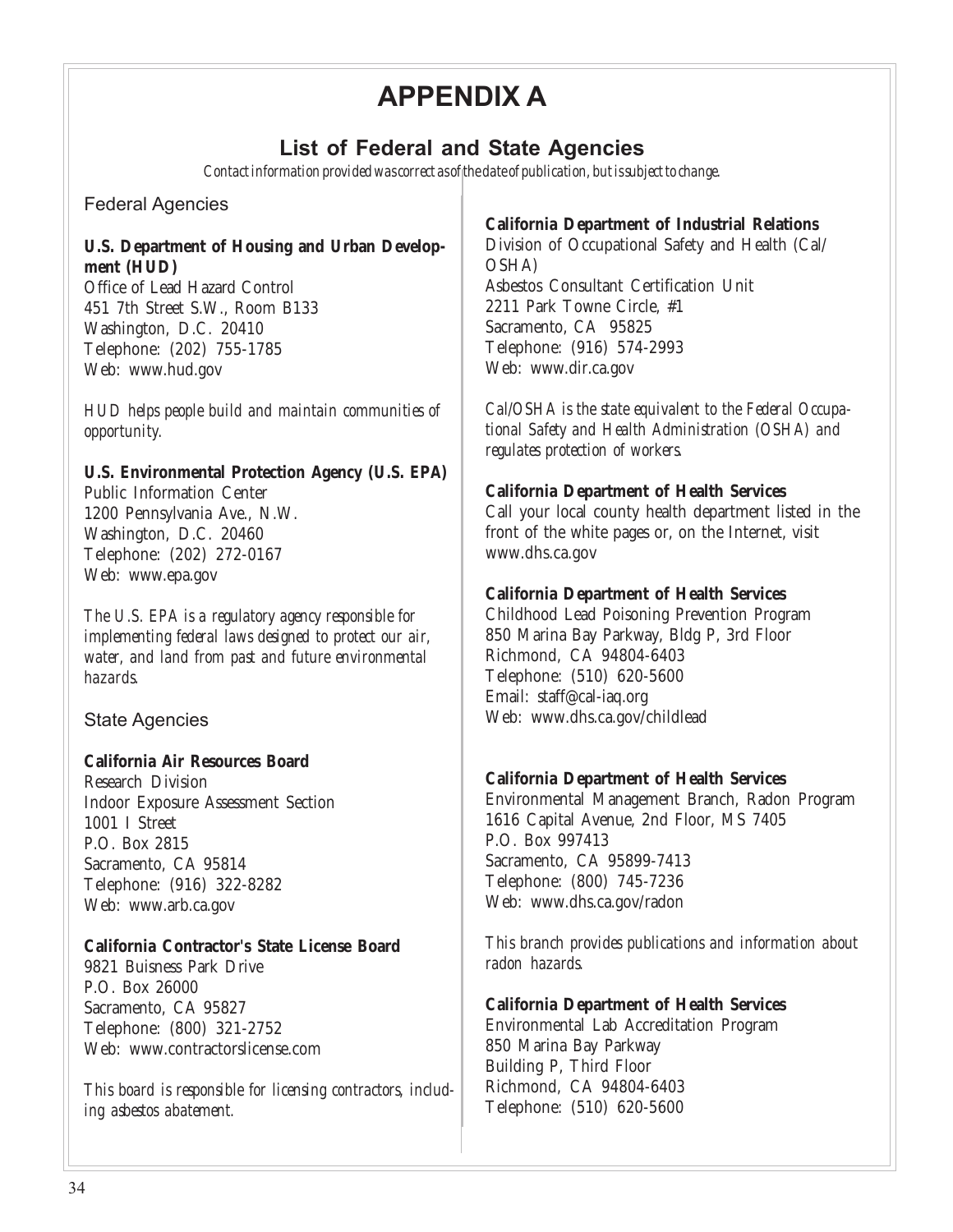# APPENDIX A

## List of Federal and State Agencies

*Contact information provided was correct as of the date of publication, but is subject to change.*

### Federal Agencies

**U.S. Department of Housing and Urban Development (HUD)**
Office of Lead Hazard Control
451 7th Street S.W., Room B133
Washington, D.C. 20410
Telephone: (202) 755-1785
Web: www.hud.gov

*HUD helps people build and maintain communities of opportunity.*

**U.S. Environmental Protection Agency (U.S. EPA)**
Public Information Center
1200 Pennsylvania Ave., N.W.
Washington, D.C. 20460
Telephone: (202) 272-0167
Web: www.epa.gov

*The U.S. EPA is a regulatory agency responsible for implementing federal laws designed to protect our air, water, and land from past and future environmental hazards.*

### State Agencies

**California Air Resources Board**
Research Division
Indoor Exposure Assessment Section
1001 I Street
P.O. Box 2815
Sacramento, CA 95814
Telephone: (916) 322-8282
Web: www.arb.ca.gov

**California Contractor's State License Board**
9821 Buisness Park Drive
P.O. Box 26000
Sacramento, CA 95827
Telephone: (800) 321-2752
Web: www.contractorslicense.com

*This board is responsible for licensing contractors, including asbestos abatement.*

**California Department of Industrial Relations**
Division of Occupational Safety and Health (Cal/OSHA)
Asbestos Consultant Certification Unit
2211 Park Towne Circle, #1
Sacramento, CA 95825
Telephone: (916) 574-2993
Web: www.dir.ca.gov

*Cal/OSHA is the state equivalent to the Federal Occupational Safety and Health Administration (OSHA) and regulates protection of workers.*

**California Department of Health Services**
Call your local county health department listed in the front of the white pages or, on the Internet, visit www.dhs.ca.gov

**California Department of Health Services**
Childhood Lead Poisoning Prevention Program
850 Marina Bay Parkway, Bldg P, 3rd Floor
Richmond, CA 94804-6403
Telephone: (510) 620-5600
Email: staff@cal-iaq.org
Web: www.dhs.ca.gov/childlead

**California Department of Health Services**
Environmental Management Branch, Radon Program
1616 Capital Avenue, 2nd Floor, MS 7405
P.O. Box 997413
Sacramento, CA 95899-7413
Telephone: (800) 745-7236
Web: www.dhs.ca.gov/radon

*This branch provides publications and information about radon hazards.*

**California Department of Health Services**
Environmental Lab Accreditation Program
850 Marina Bay Parkway
Building P, Third Floor
Richmond, CA 94804-6403
Telephone: (510) 620-5600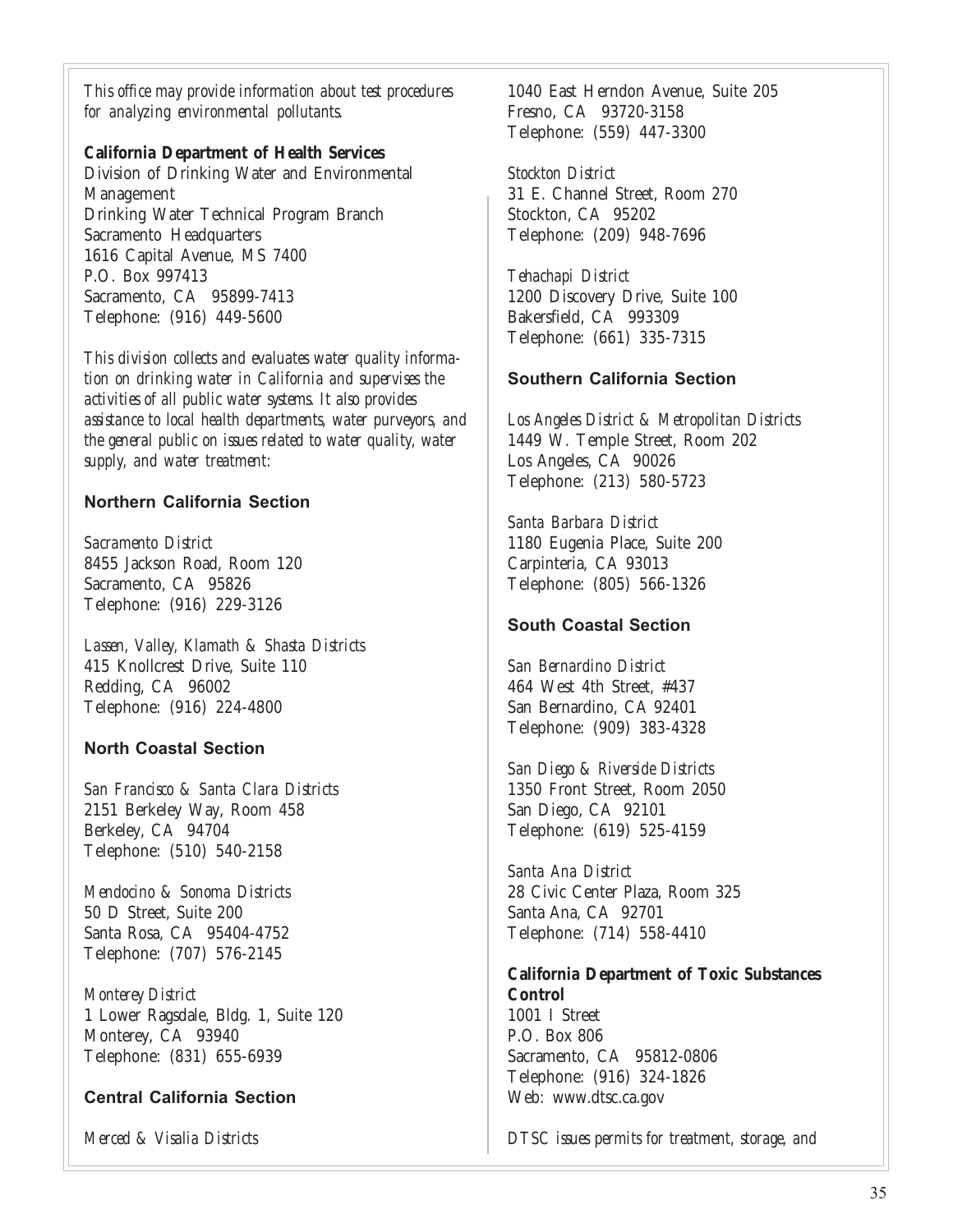*This office may provide information about test procedures for analyzing environmental pollutants.*

**California Department of Health Services**
Division of Drinking Water and Environmental Management
Drinking Water Technical Program Branch
Sacramento Headquarters
1616 Capital Avenue, MS 7400
P.O. Box 997413
Sacramento, CA 95899-7413
Telephone: (916) 449-5600

*This division collects and evaluates water quality information on drinking water in California and supervises the activities of all public water systems. It also provides assistance to local health departments, water purveyors, and the general public on issues related to water quality, water supply, and water treatment:*

### Northern California Section

*Sacramento District*
8455 Jackson Road, Room 120
Sacramento, CA 95826
Telephone: (916) 229-3126

*Lassen, Valley, Klamath & Shasta Districts*
415 Knollcrest Drive, Suite 110
Redding, CA 96002
Telephone: (916) 224-4800

### North Coastal Section

*San Francisco & Santa Clara Districts*
2151 Berkeley Way, Room 458
Berkeley, CA 94704
Telephone: (510) 540-2158

*Mendocino & Sonoma Districts*
50 D Street, Suite 200
Santa Rosa, CA 95404-4752
Telephone: (707) 576-2145

*Monterey District*
1 Lower Ragsdale, Bldg. 1, Suite 120
Monterey, CA 93940
Telephone: (831) 655-6939

### Central California Section

*Merced & Visalia Districts*
1040 East Herndon Avenue, Suite 205
Fresno, CA 93720-3158
Telephone: (559) 447-3300

*Stockton District*
31 E. Channel Street, Room 270
Stockton, CA 95202
Telephone: (209) 948-7696

*Tehachapi District*
1200 Discovery Drive, Suite 100
Bakersfield, CA 993309
Telephone: (661) 335-7315

### Southern California Section

*Los Angeles District & Metropolitan Districts*
1449 W. Temple Street, Room 202
Los Angeles, CA 90026
Telephone: (213) 580-5723

*Santa Barbara District*
1180 Eugenia Place, Suite 200
Carpinteria, CA 93013
Telephone: (805) 566-1326

### South Coastal Section

*San Bernardino District*
464 West 4th Street, #437
San Bernardino, CA 92401
Telephone: (909) 383-4328

*San Diego & Riverside Districts*
1350 Front Street, Room 2050
San Diego, CA 92101
Telephone: (619) 525-4159

*Santa Ana District*
28 Civic Center Plaza, Room 325
Santa Ana, CA 92701
Telephone: (714) 558-4410

**California Department of Toxic Substances Control**
1001 I Street
P.O. Box 806
Sacramento, CA 95812-0806
Telephone: (916) 324-1826
Web: www.dtsc.ca.gov

*DTSC issues permits for treatment, storage, and*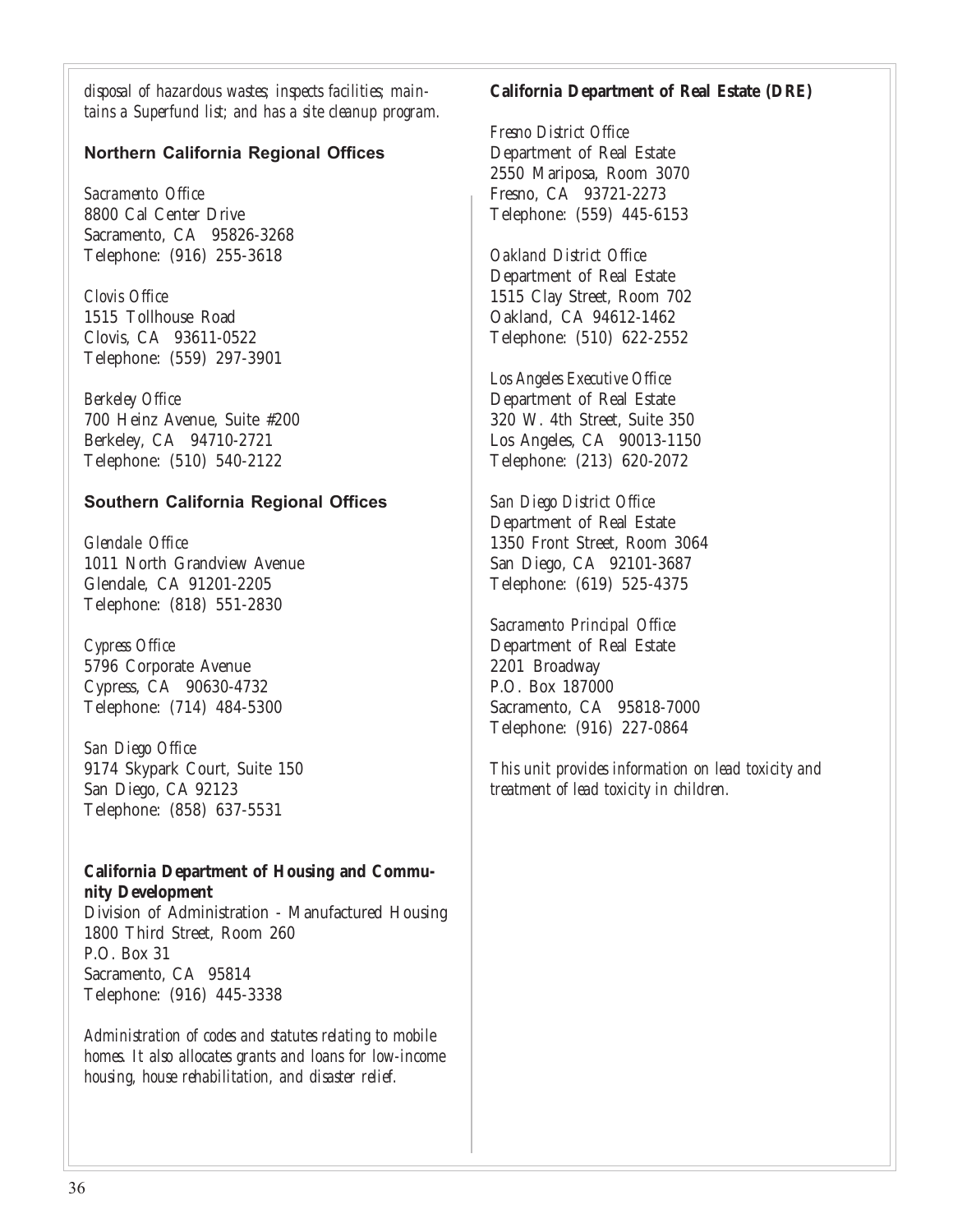*disposal of hazardous wastes; inspects facilities; maintains a Superfund list; and has a site cleanup program.*

### Northern California Regional Offices

*Sacramento Office*
8800 Cal Center Drive
Sacramento, CA 95826-3268
Telephone: (916) 255-3618

*Clovis Office*
1515 Tollhouse Road
Clovis, CA 93611-0522
Telephone: (559) 297-3901

*Berkeley Office*
700 Heinz Avenue, Suite #200
Berkeley, CA 94710-2721
Telephone: (510) 540-2122

### Southern California Regional Offices

*Glendale Office*
1011 North Grandview Avenue
Glendale, CA 91201-2205
Telephone: (818) 551-2830

*Cypress Office*
5796 Corporate Avenue
Cypress, CA 90630-4732
Telephone: (714) 484-5300

*San Diego Office*
9174 Skypark Court, Suite 150
San Diego, CA 92123
Telephone: (858) 637-5531

**California Department of Housing and Community Development**
Division of Administration - Manufactured Housing
1800 Third Street, Room 260
P.O. Box 31
Sacramento, CA 95814
Telephone: (916) 445-3338

*Administration of codes and statutes relating to mobile homes. It also allocates grants and loans for low-income housing, house rehabilitation, and disaster relief.*

**California Department of Real Estate (DRE)**

*Fresno District Office*
Department of Real Estate
2550 Mariposa, Room 3070
Fresno, CA 93721-2273
Telephone: (559) 445-6153

*Oakland District Office*
Department of Real Estate
1515 Clay Street, Room 702
Oakland, CA 94612-1462
Telephone: (510) 622-2552

*Los Angeles Executive Office*
Department of Real Estate
320 W. 4th Street, Suite 350
Los Angeles, CA 90013-1150
Telephone: (213) 620-2072

*San Diego District Office*
Department of Real Estate
1350 Front Street, Room 3064
San Diego, CA 92101-3687
Telephone: (619) 525-4375

*Sacramento Principal Office*
Department of Real Estate
2201 Broadway
P.O. Box 187000
Sacramento, CA 95818-7000
Telephone: (916) 227-0864

*This unit provides information on lead toxicity and treatment of lead toxicity in children.*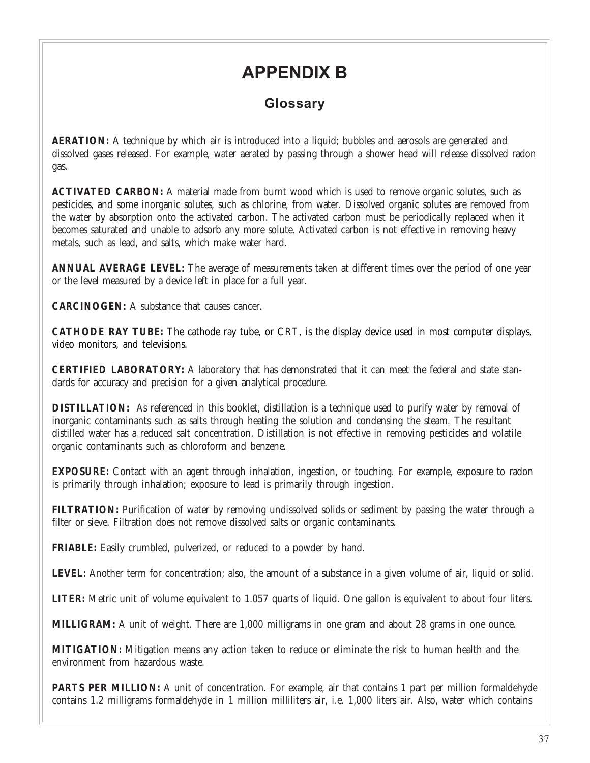# APPENDIX B

## Glossary

**AERATION:** A technique by which air is introduced into a liquid; bubbles and aerosols are generated and dissolved gases released. For example, water aerated by passing through a shower head will release dissolved radon gas.

**ACTIVATED CARBON:** A material made from burnt wood which is used to remove organic solutes, such as pesticides, and some inorganic solutes, such as chlorine, from water. Dissolved organic solutes are removed from the water by absorption onto the activated carbon. The activated carbon must be periodically replaced when it becomes saturated and unable to adsorb any more solute. Activated carbon is not effective in removing heavy metals, such as lead, and salts, which make water hard.

**ANNUAL AVERAGE LEVEL:** The average of measurements taken at different times over the period of one year or the level measured by a device left in place for a full year.

**CARCINOGEN:** A substance that causes cancer.

**CATHODE RAY TUBE:** The cathode ray tube, or CRT, is the display device used in most computer displays, video monitors, and televisions.

**CERTIFIED LABORATORY:** A laboratory that has demonstrated that it can meet the federal and state standards for accuracy and precision for a given analytical procedure.

**DISTILLATION:** As referenced in this booklet, distillation is a technique used to purify water by removal of inorganic contaminants such as salts through heating the solution and condensing the steam. The resultant distilled water has a reduced salt concentration. Distillation is not effective in removing pesticides and volatile organic contaminants such as chloroform and benzene.

**EXPOSURE:** Contact with an agent through inhalation, ingestion, or touching. For example, exposure to radon is primarily through inhalation; exposure to lead is primarily through ingestion.

**FILTRATION:** Purification of water by removing undissolved solids or sediment by passing the water through a filter or sieve. Filtration does not remove dissolved salts or organic contaminants.

**FRIABLE:** Easily crumbled, pulverized, or reduced to a powder by hand.

**LEVEL:** Another term for concentration; also, the amount of a substance in a given volume of air, liquid or solid.

**LITER:** Metric unit of volume equivalent to 1.057 quarts of liquid. One gallon is equivalent to about four liters.

**MILLIGRAM:** A unit of weight. There are 1,000 milligrams in one gram and about 28 grams in one ounce.

**MITIGATION:** Mitigation means any action taken to reduce or eliminate the risk to human health and the environment from hazardous waste.

**PARTS PER MILLION:** A unit of concentration. For example, air that contains 1 part per million formaldehyde contains 1.2 milligrams formaldehyde in 1 million milliliters air, i.e. 1,000 liters air. Also, water which contains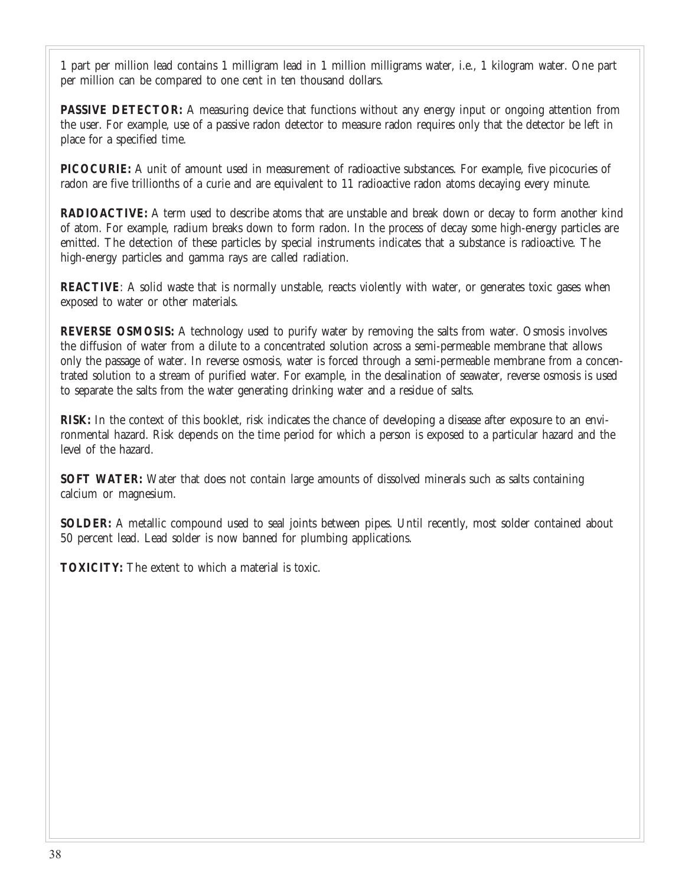1 part per million lead contains 1 milligram lead in 1 million milligrams water, i.e., 1 kilogram water. One part per million can be compared to one cent in ten thousand dollars.

**PASSIVE DETECTOR:** A measuring device that functions without any energy input or ongoing attention from the user. For example, use of a passive radon detector to measure radon requires only that the detector be left in place for a specified time.

**PICOCURIE:** A unit of amount used in measurement of radioactive substances. For example, five picocuries of radon are five trillionths of a curie and are equivalent to 11 radioactive radon atoms decaying every minute.

**RADIOACTIVE:** A term used to describe atoms that are unstable and break down or decay to form another kind of atom. For example, radium breaks down to form radon. In the process of decay some high-energy particles are emitted. The detection of these particles by special instruments indicates that a substance is radioactive. The high-energy particles and gamma rays are called radiation.

**REACTIVE**: A solid waste that is normally unstable, reacts violently with water, or generates toxic gases when exposed to water or other materials.

**REVERSE OSMOSIS:** A technology used to purify water by removing the salts from water. Osmosis involves the diffusion of water from a dilute to a concentrated solution across a semi-permeable membrane that allows only the passage of water. In reverse osmosis, water is forced through a semi-permeable membrane from a concentrated solution to a stream of purified water. For example, in the desalination of seawater, reverse osmosis is used to separate the salts from the water generating drinking water and a residue of salts.

**RISK:** In the context of this booklet, risk indicates the chance of developing a disease after exposure to an environmental hazard. Risk depends on the time period for which a person is exposed to a particular hazard and the level of the hazard.

**SOFT WATER:** Water that does not contain large amounts of dissolved minerals such as salts containing calcium or magnesium.

**SOLDER:** A metallic compound used to seal joints between pipes. Until recently, most solder contained about 50 percent lead. Lead solder is now banned for plumbing applications.

**TOXICITY:** The extent to which a material is toxic.